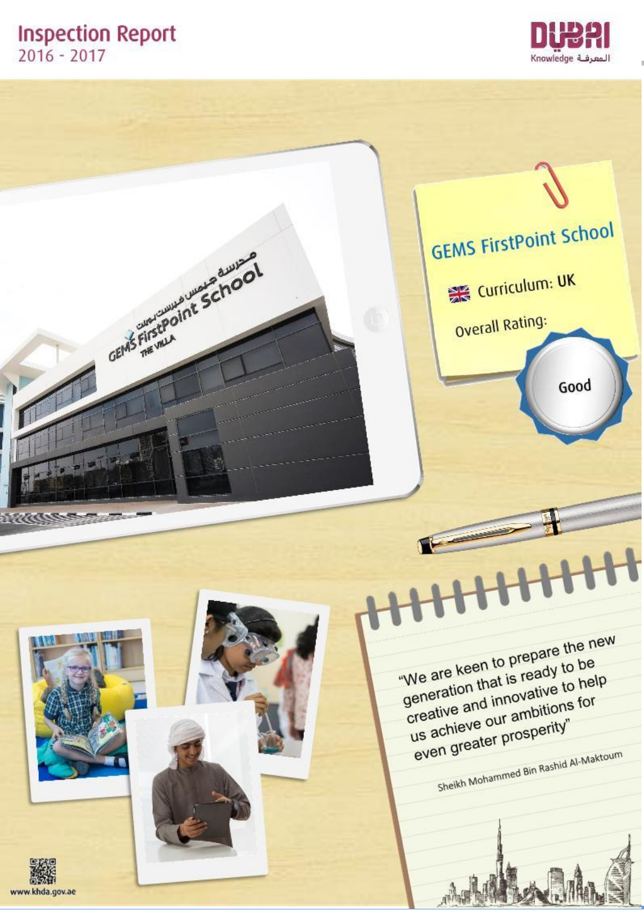# Inspection Report
2016 - 2017

DUBAI Knowledge المعرفة

## GEMS FirstPoint School

Curriculum: UK

Overall Rating: Good

"We are keen to prepare the new generation that is ready to be creative and innovative to help us achieve our ambitions for even greater prosperity"

Sheikh Mohammed Bin Rashid Al-Maktoum

www.khda.gov.ae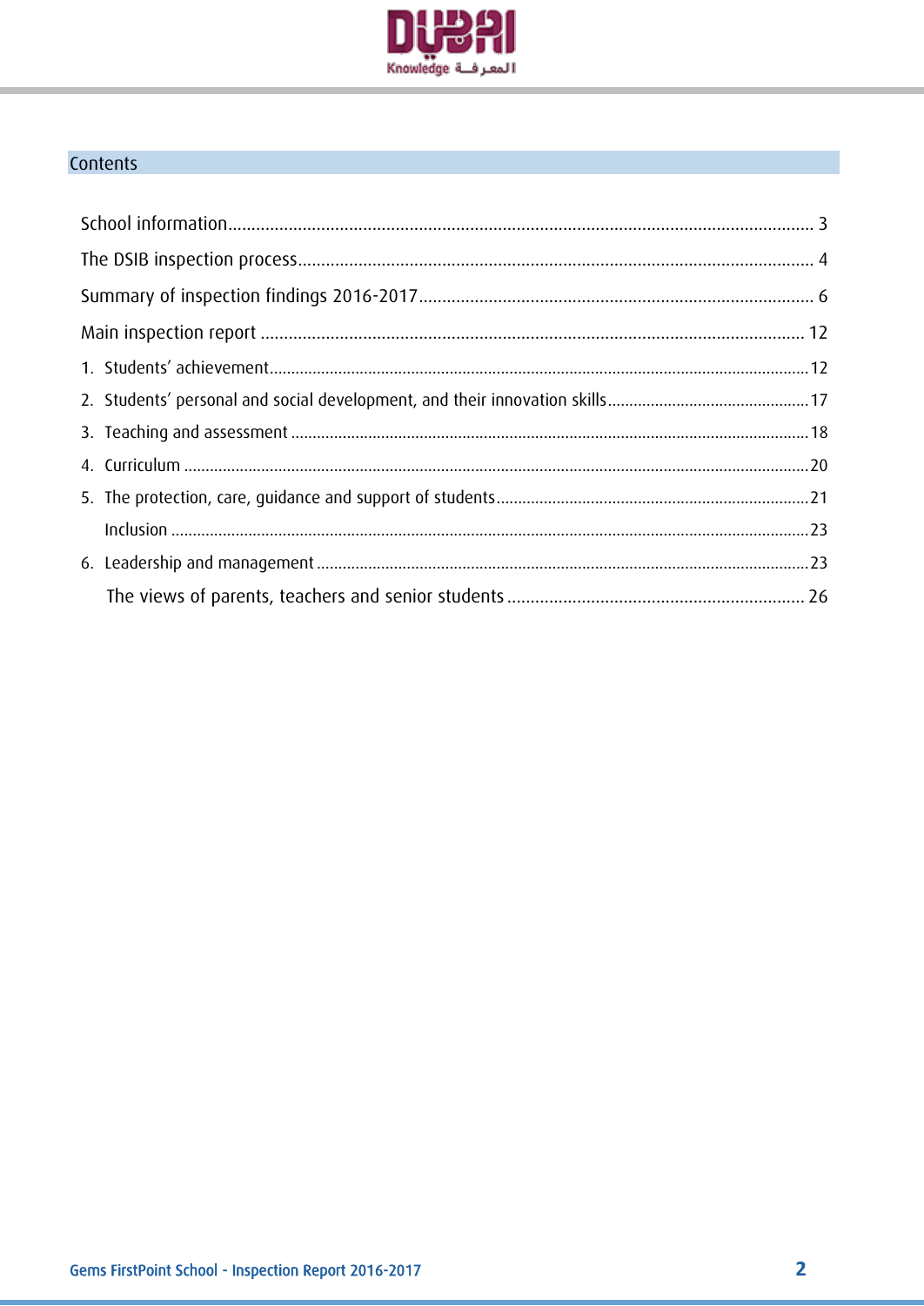## Contents

School information.............................................................................................................................. 3

The DSIB inspection process.............................................................................................................. 4

Summary of inspection findings 2016-2017 ..................................................................................... 6

Main inspection report ..................................................................................................................... 12

1. Students' achievement........................................................................................................................12
2. Students' personal and social development, and their innovation skills.............................................17
3. Teaching and assessment .....................................................................................................................18
4. Curriculum ..............................................................................................................................................20
5. The protection, care, guidance and support of students.......................................................................21

   Inclusion ...................................................................................................................................................23

6. Leadership and management ...............................................................................................................23

The views of parents, teachers and senior students ................................................................ 26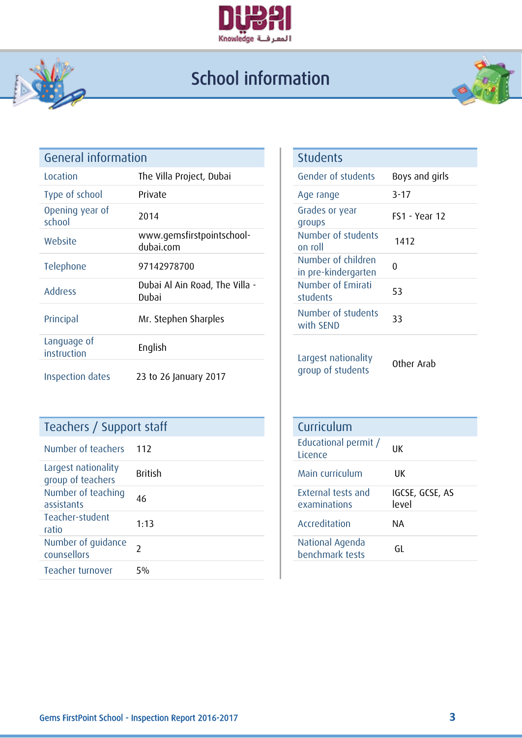# School information

## General information

| | |
|---|---|
| Location | The Villa Project, Dubai |
| Type of school | Private |
| Opening year of school | 2014 |
| Website | www.gemsfirstpointschool-dubai.com |
| Telephone | 97142978700 |
| Address | Dubai Al Ain Road, The Villa - Dubai |
| Principal | Mr. Stephen Sharples |
| Language of instruction | English |
| Inspection dates | 23 to 26 January 2017 |

## Students

| | |
|---|---|
| Gender of students | Boys and girls |
| Age range | 3-17 |
| Grades or year groups | FS1 - Year 12 |
| Number of students on roll | 1412 |
| Number of children in pre-kindergarten | 0 |
| Number of Emirati students | 53 |
| Number of students with SEND | 33 |
| Largest nationality group of students | Other Arab |

## Teachers / Support staff

| | |
|---|---|
| Number of teachers | 112 |
| Largest nationality group of teachers | British |
| Number of teaching assistants | 46 |
| Teacher-student ratio | 1:13 |
| Number of guidance counsellors | 2 |
| Teacher turnover | 5% |

## Curriculum

| | |
|---|---|
| Educational permit / Licence | UK |
| Main curriculum | UK |
| External tests and examinations | IGCSE, GCSE, AS level |
| Accreditation | NA |
| National Agenda benchmark tests | GL |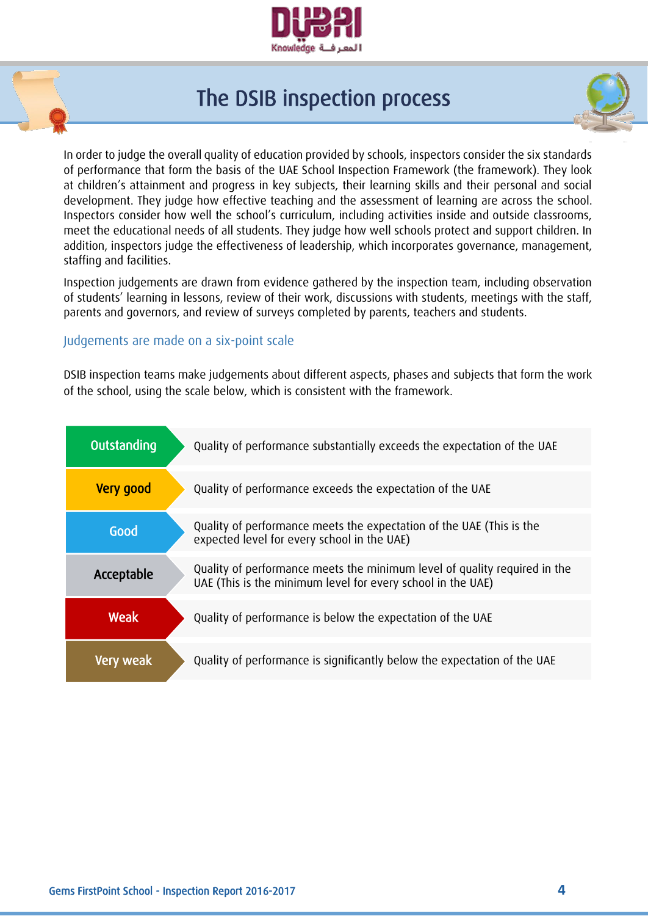# The DSIB inspection process

In order to judge the overall quality of education provided by schools, inspectors consider the six standards of performance that form the basis of the UAE School Inspection Framework (the framework). They look at children's attainment and progress in key subjects, their learning skills and their personal and social development. They judge how effective teaching and the assessment of learning are across the school. Inspectors consider how well the school's curriculum, including activities inside and outside classrooms, meet the educational needs of all students. They judge how well schools protect and support children. In addition, inspectors judge the effectiveness of leadership, which incorporates governance, management, staffing and facilities.

Inspection judgements are drawn from evidence gathered by the inspection team, including observation of students' learning in lessons, review of their work, discussions with students, meetings with the staff, parents and governors, and review of surveys completed by parents, teachers and students.

## Judgements are made on a six-point scale

DSIB inspection teams make judgements about different aspects, phases and subjects that form the work of the school, using the scale below, which is consistent with the framework.

| Judgement | Description |
|---|---|
| Outstanding | Quality of performance substantially exceeds the expectation of the UAE |
| Very good | Quality of performance exceeds the expectation of the UAE |
| Good | Quality of performance meets the expectation of the UAE (This is the expected level for every school in the UAE) |
| Acceptable | Quality of performance meets the minimum level of quality required in the UAE (This is the minimum level for every school in the UAE) |
| Weak | Quality of performance is below the expectation of the UAE |
| Very weak | Quality of performance is significantly below the expectation of the UAE |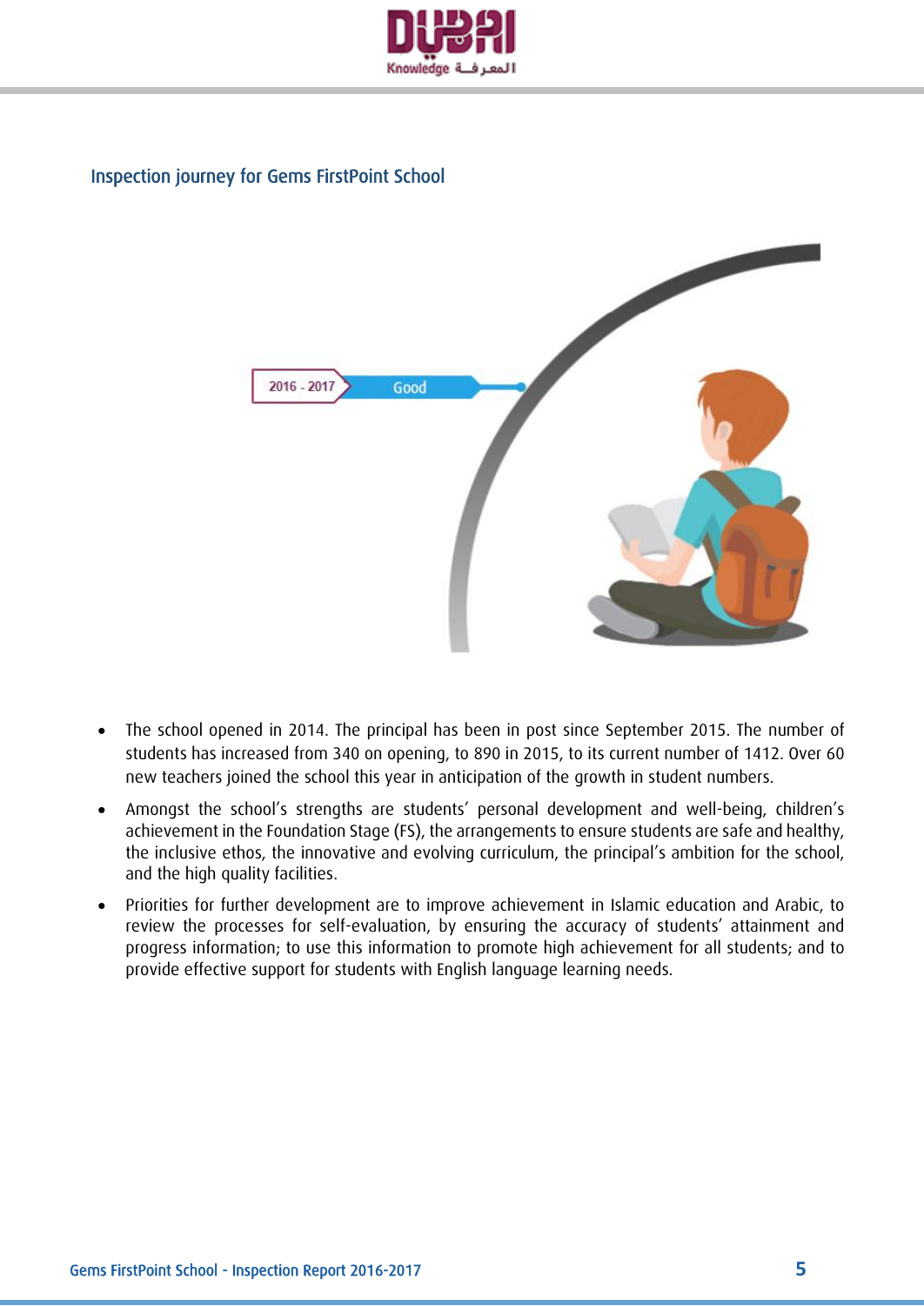## Inspection journey for Gems FirstPoint School

2016 - 2017 Good

- The school opened in 2014. The principal has been in post since September 2015. The number of students has increased from 340 on opening, to 890 in 2015, to its current number of 1412. Over 60 new teachers joined the school this year in anticipation of the growth in student numbers.
- Amongst the school's strengths are students' personal development and well-being, children's achievement in the Foundation Stage (FS), the arrangements to ensure students are safe and healthy, the inclusive ethos, the innovative and evolving curriculum, the principal's ambition for the school, and the high quality facilities.
- Priorities for further development are to improve achievement in Islamic education and Arabic, to review the processes for self-evaluation, by ensuring the accuracy of students' attainment and progress information; to use this information to promote high achievement for all students; and to provide effective support for students with English language learning needs.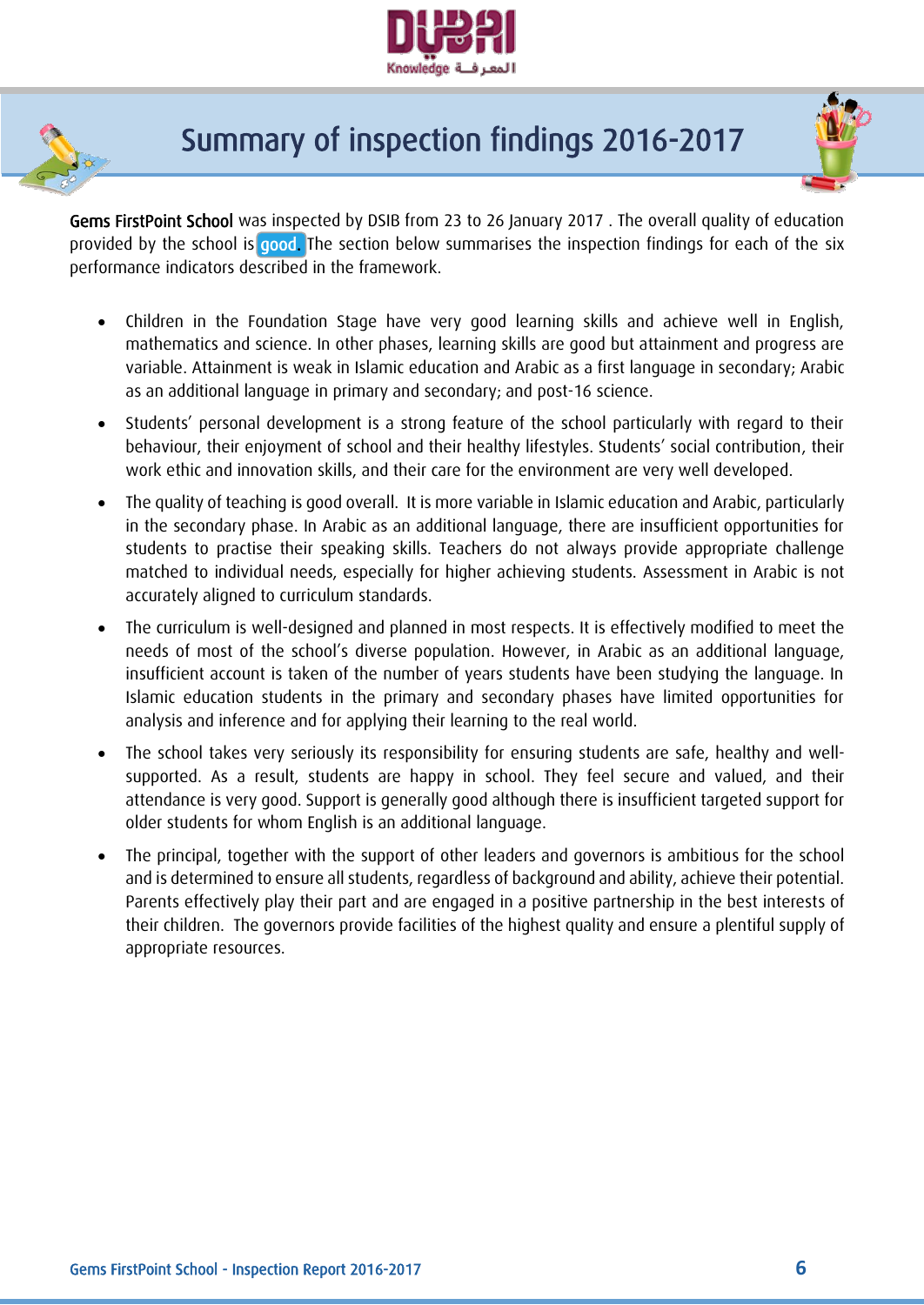# Summary of inspection findings 2016-2017

**Gems FirstPoint School** was inspected by DSIB from 23 to 26 January 2017 . The overall quality of education provided by the school is **good**. The section below summarises the inspection findings for each of the six performance indicators described in the framework.

- Children in the Foundation Stage have very good learning skills and achieve well in English, mathematics and science. In other phases, learning skills are good but attainment and progress are variable. Attainment is weak in Islamic education and Arabic as a first language in secondary; Arabic as an additional language in primary and secondary; and post-16 science.
- Students' personal development is a strong feature of the school particularly with regard to their behaviour, their enjoyment of school and their healthy lifestyles. Students' social contribution, their work ethic and innovation skills, and their care for the environment are very well developed.
- The quality of teaching is good overall. It is more variable in Islamic education and Arabic, particularly in the secondary phase. In Arabic as an additional language, there are insufficient opportunities for students to practise their speaking skills. Teachers do not always provide appropriate challenge matched to individual needs, especially for higher achieving students. Assessment in Arabic is not accurately aligned to curriculum standards.
- The curriculum is well-designed and planned in most respects. It is effectively modified to meet the needs of most of the school's diverse population. However, in Arabic as an additional language, insufficient account is taken of the number of years students have been studying the language. In Islamic education students in the primary and secondary phases have limited opportunities for analysis and inference and for applying their learning to the real world.
- The school takes very seriously its responsibility for ensuring students are safe, healthy and well-supported. As a result, students are happy in school. They feel secure and valued, and their attendance is very good. Support is generally good although there is insufficient targeted support for older students for whom English is an additional language.
- The principal, together with the support of other leaders and governors is ambitious for the school and is determined to ensure all students, regardless of background and ability, achieve their potential. Parents effectively play their part and are engaged in a positive partnership in the best interests of their children. The governors provide facilities of the highest quality and ensure a plentiful supply of appropriate resources.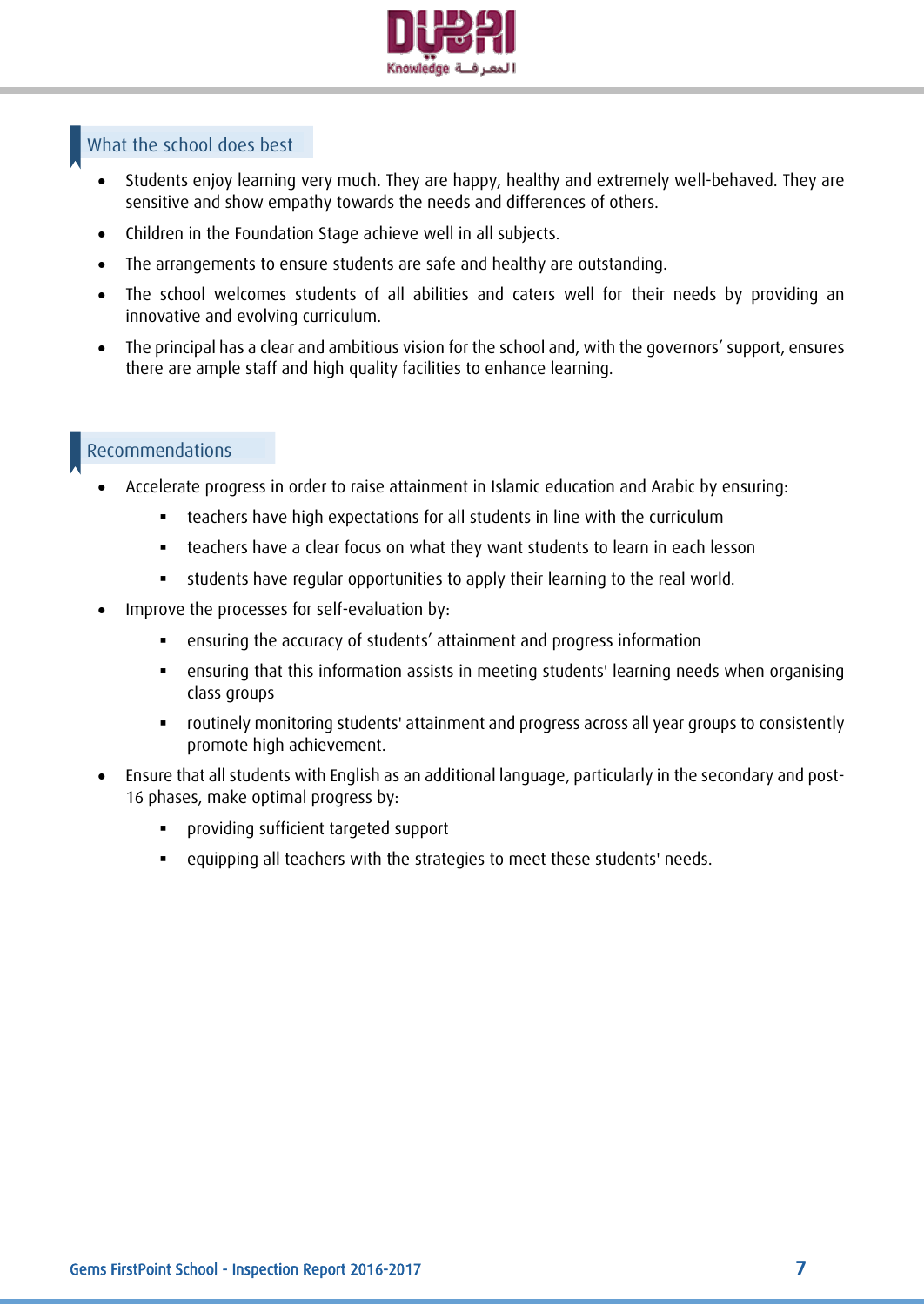## What the school does best

- Students enjoy learning very much. They are happy, healthy and extremely well-behaved. They are sensitive and show empathy towards the needs and differences of others.
- Children in the Foundation Stage achieve well in all subjects.
- The arrangements to ensure students are safe and healthy are outstanding.
- The school welcomes students of all abilities and caters well for their needs by providing an innovative and evolving curriculum.
- The principal has a clear and ambitious vision for the school and, with the governors' support, ensures there are ample staff and high quality facilities to enhance learning.

## Recommendations

- Accelerate progress in order to raise attainment in Islamic education and Arabic by ensuring:
  - teachers have high expectations for all students in line with the curriculum
  - teachers have a clear focus on what they want students to learn in each lesson
  - students have regular opportunities to apply their learning to the real world.
- Improve the processes for self-evaluation by:
  - ensuring the accuracy of students' attainment and progress information
  - ensuring that this information assists in meeting students' learning needs when organising class groups
  - routinely monitoring students' attainment and progress across all year groups to consistently promote high achievement.
- Ensure that all students with English as an additional language, particularly in the secondary and post-16 phases, make optimal progress by:
  - providing sufficient targeted support
  - equipping all teachers with the strategies to meet these students' needs.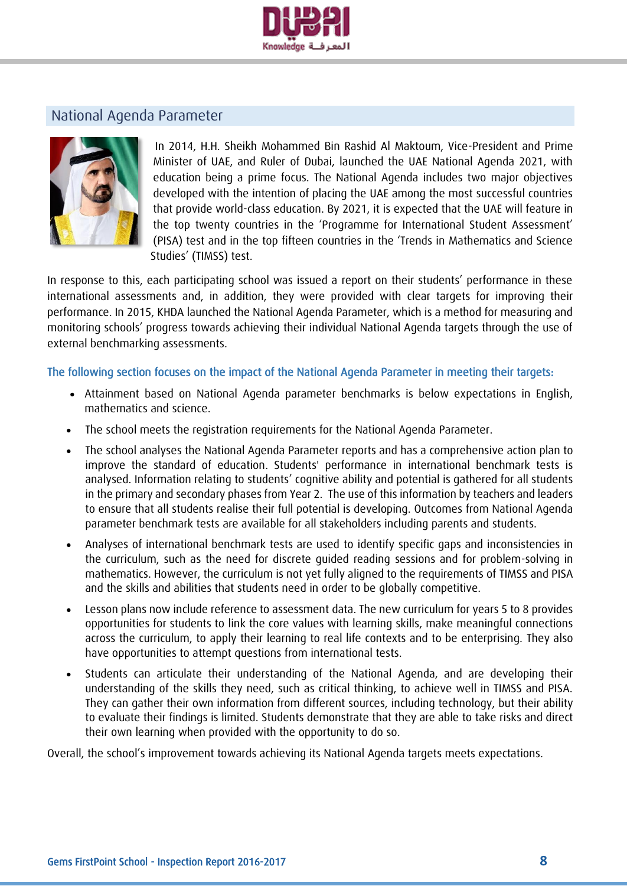## National Agenda Parameter

In 2014, H.H. Sheikh Mohammed Bin Rashid Al Maktoum, Vice-President and Prime Minister of UAE, and Ruler of Dubai, launched the UAE National Agenda 2021, with education being a prime focus. The National Agenda includes two major objectives developed with the intention of placing the UAE among the most successful countries that provide world-class education. By 2021, it is expected that the UAE will feature in the top twenty countries in the 'Programme for International Student Assessment' (PISA) test and in the top fifteen countries in the 'Trends in Mathematics and Science Studies' (TIMSS) test.

In response to this, each participating school was issued a report on their students' performance in these international assessments and, in addition, they were provided with clear targets for improving their performance. In 2015, KHDA launched the National Agenda Parameter, which is a method for measuring and monitoring schools' progress towards achieving their individual National Agenda targets through the use of external benchmarking assessments.

**The following section focuses on the impact of the National Agenda Parameter in meeting their targets:**

- Attainment based on National Agenda parameter benchmarks is below expectations in English, mathematics and science.
- The school meets the registration requirements for the National Agenda Parameter.
- The school analyses the National Agenda Parameter reports and has a comprehensive action plan to improve the standard of education. Students' performance in international benchmark tests is analysed. Information relating to students' cognitive ability and potential is gathered for all students in the primary and secondary phases from Year 2. The use of this information by teachers and leaders to ensure that all students realise their full potential is developing. Outcomes from National Agenda parameter benchmark tests are available for all stakeholders including parents and students.
- Analyses of international benchmark tests are used to identify specific gaps and inconsistencies in the curriculum, such as the need for discrete guided reading sessions and for problem-solving in mathematics. However, the curriculum is not yet fully aligned to the requirements of TIMSS and PISA and the skills and abilities that students need in order to be globally competitive.
- Lesson plans now include reference to assessment data. The new curriculum for years 5 to 8 provides opportunities for students to link the core values with learning skills, make meaningful connections across the curriculum, to apply their learning to real life contexts and to be enterprising. They also have opportunities to attempt questions from international tests.
- Students can articulate their understanding of the National Agenda, and are developing their understanding of the skills they need, such as critical thinking, to achieve well in TIMSS and PISA. They can gather their own information from different sources, including technology, but their ability to evaluate their findings is limited. Students demonstrate that they are able to take risks and direct their own learning when provided with the opportunity to do so.

Overall, the school's improvement towards achieving its National Agenda targets meets expectations.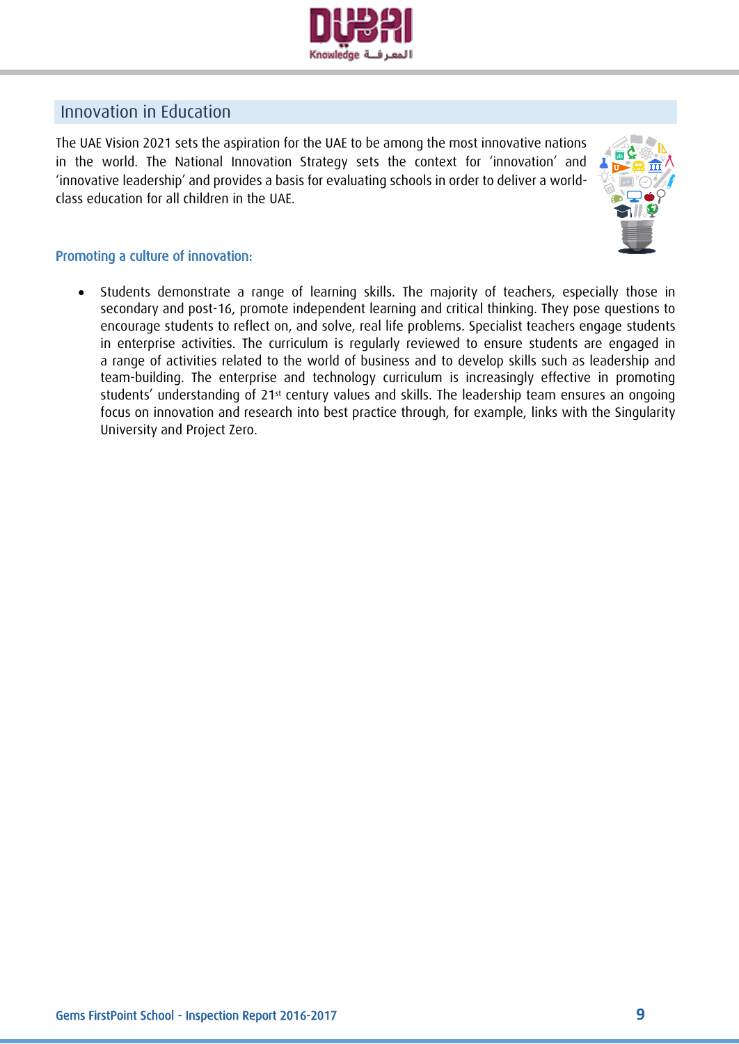## Innovation in Education

The UAE Vision 2021 sets the aspiration for the UAE to be among the most innovative nations in the world. The National Innovation Strategy sets the context for 'innovation' and 'innovative leadership' and provides a basis for evaluating schools in order to deliver a world-class education for all children in the UAE.

### Promoting a culture of innovation:

- Students demonstrate a range of learning skills. The majority of teachers, especially those in secondary and post-16, promote independent learning and critical thinking. They pose questions to encourage students to reflect on, and solve, real life problems. Specialist teachers engage students in enterprise activities. The curriculum is regularly reviewed to ensure students are engaged in a range of activities related to the world of business and to develop skills such as leadership and team-building. The enterprise and technology curriculum is increasingly effective in promoting students' understanding of 21st century values and skills. The leadership team ensures an ongoing focus on innovation and research into best practice through, for example, links with the Singularity University and Project Zero.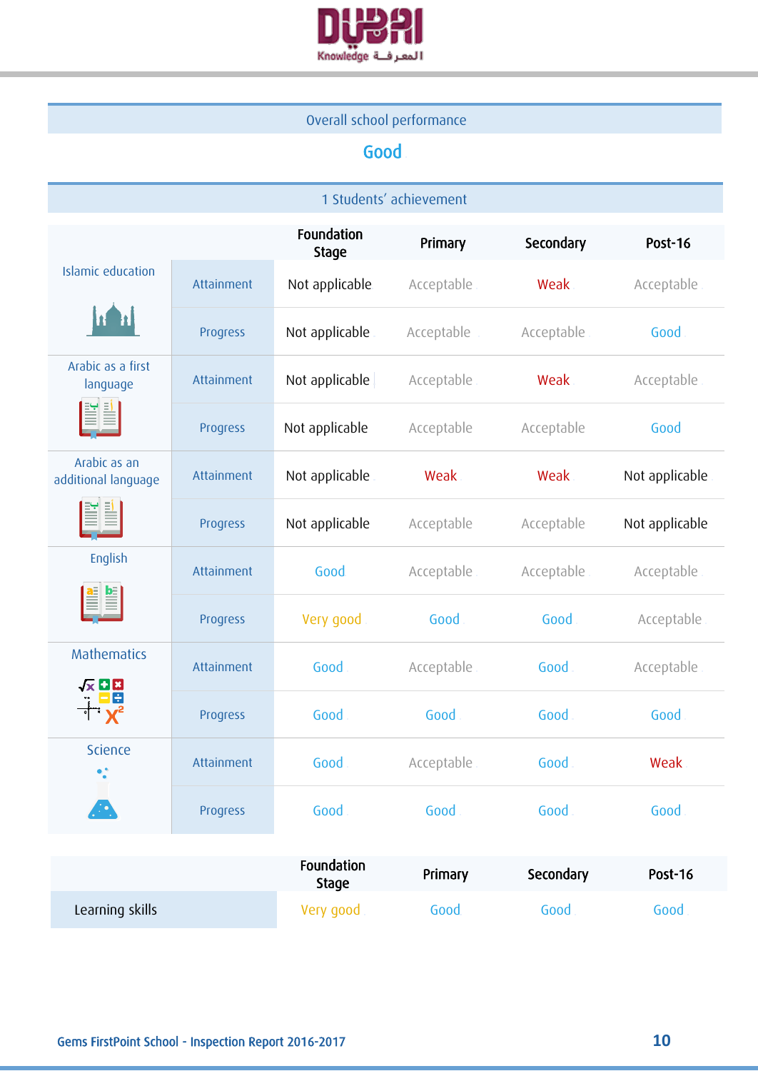## Overall school performance

**Good**

## 1 Students' achievement

| | | Foundation Stage | Primary | Secondary | Post-16 |
|---|---|---|---|---|---|
| Islamic education | Attainment | Not applicable | Acceptable | Weak | Acceptable |
| | Progress | Not applicable | Acceptable | Acceptable | Good |
| Arabic as a first language | Attainment | Not applicable | Acceptable | Weak | Acceptable |
| | Progress | Not applicable | Acceptable | Acceptable | Good |
| Arabic as an additional language | Attainment | Not applicable | Weak | Weak | Not applicable |
| | Progress | Not applicable | Acceptable | Acceptable | Not applicable |
| English | Attainment | Good | Acceptable | Acceptable | Acceptable |
| | Progress | Very good | Good | Good | Acceptable |
| Mathematics | Attainment | Good | Acceptable | Good | Acceptable |
| | Progress | Good | Good | Good | Good |
| Science | Attainment | Good | Acceptable | Good | Weak |
| | Progress | Good | Good | Good | Good |

| | Foundation Stage | Primary | Secondary | Post-16 |
|---|---|---|---|---|
| Learning skills | Very good | Good | Good | Good |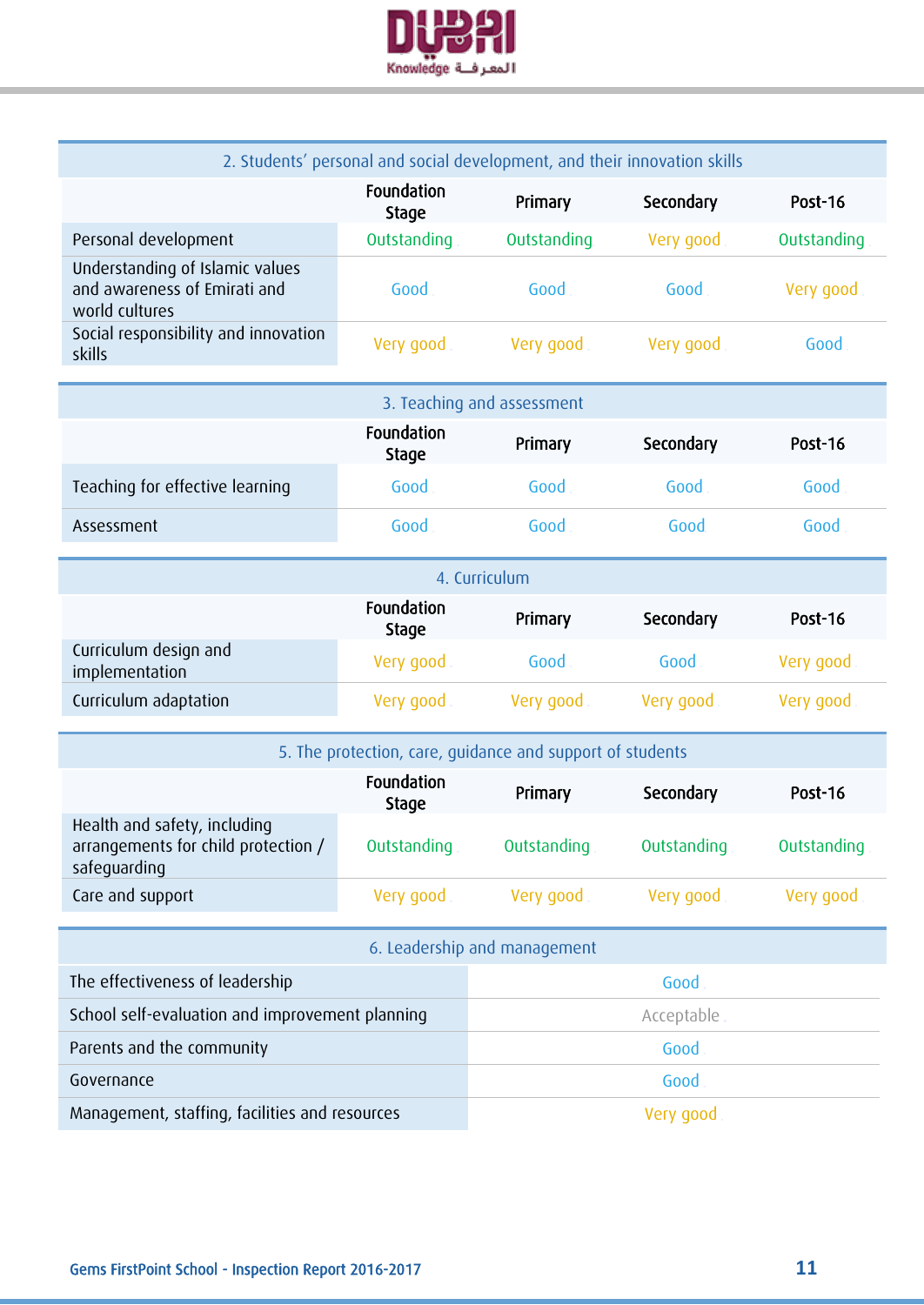| 2. Students' personal and social development, and their innovation skills | | | | |
|---|---|---|---|---|
| | Foundation Stage | Primary | Secondary | Post-16 |
| Personal development | Outstanding | Outstanding | Very good | Outstanding |
| Understanding of Islamic values and awareness of Emirati and world cultures | Good | Good | Good | Very good |
| Social responsibility and innovation skills | Very good | Very good | Very good | Good |

| 3. Teaching and assessment | | | | |
|---|---|---|---|---|
| | Foundation Stage | Primary | Secondary | Post-16 |
| Teaching for effective learning | Good | Good | Good | Good |
| Assessment | Good | Good | Good | Good |

| 4. Curriculum | | | | |
|---|---|---|---|---|
| | Foundation Stage | Primary | Secondary | Post-16 |
| Curriculum design and implementation | Very good | Good | Good | Very good |
| Curriculum adaptation | Very good | Very good | Very good | Very good |

| 5. The protection, care, guidance and support of students | | | | |
|---|---|---|---|---|
| | Foundation Stage | Primary | Secondary | Post-16 |
| Health and safety, including arrangements for child protection / safeguarding | Outstanding | Outstanding | Outstanding | Outstanding |
| Care and support | Very good | Very good | Very good | Very good |

| 6. Leadership and management | |
|---|---|
| The effectiveness of leadership | Good |
| School self-evaluation and improvement planning | Acceptable |
| Parents and the community | Good |
| Governance | Good |
| Management, staffing, facilities and resources | Very good |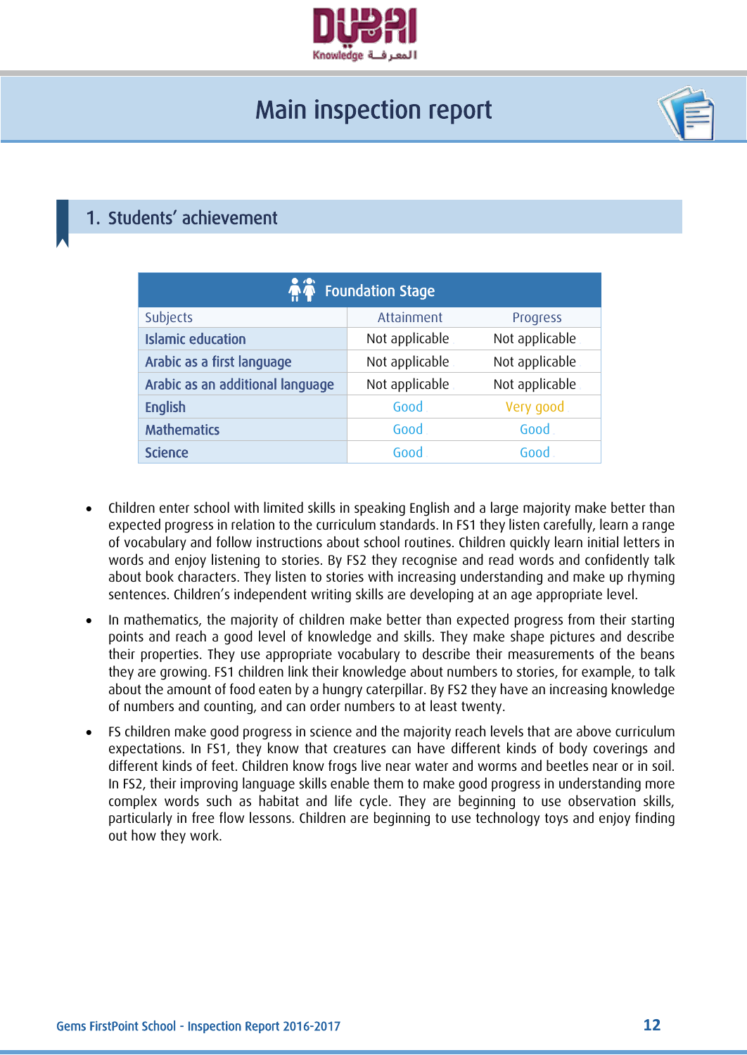# Main inspection report

## 1. Students' achievement

| Foundation Stage | | |
|---|---|---|
| Subjects | Attainment | Progress |
| **Islamic education** | Not applicable | Not applicable |
| **Arabic as a first language** | Not applicable | Not applicable |
| **Arabic as an additional language** | Not applicable | Not applicable |
| **English** | Good | Very good |
| **Mathematics** | Good | Good |
| **Science** | Good | Good |

- Children enter school with limited skills in speaking English and a large majority make better than expected progress in relation to the curriculum standards. In FS1 they listen carefully, learn a range of vocabulary and follow instructions about school routines. Children quickly learn initial letters in words and enjoy listening to stories. By FS2 they recognise and read words and confidently talk about book characters. They listen to stories with increasing understanding and make up rhyming sentences. Children's independent writing skills are developing at an age appropriate level.
- In mathematics, the majority of children make better than expected progress from their starting points and reach a good level of knowledge and skills. They make shape pictures and describe their properties. They use appropriate vocabulary to describe their measurements of the beans they are growing. FS1 children link their knowledge about numbers to stories, for example, to talk about the amount of food eaten by a hungry caterpillar. By FS2 they have an increasing knowledge of numbers and counting, and can order numbers to at least twenty.
- FS children make good progress in science and the majority reach levels that are above curriculum expectations. In FS1, they know that creatures can have different kinds of body coverings and different kinds of feet. Children know frogs live near water and worms and beetles near or in soil. In FS2, their improving language skills enable them to make good progress in understanding more complex words such as habitat and life cycle. They are beginning to use observation skills, particularly in free flow lessons. Children are beginning to use technology toys and enjoy finding out how they work.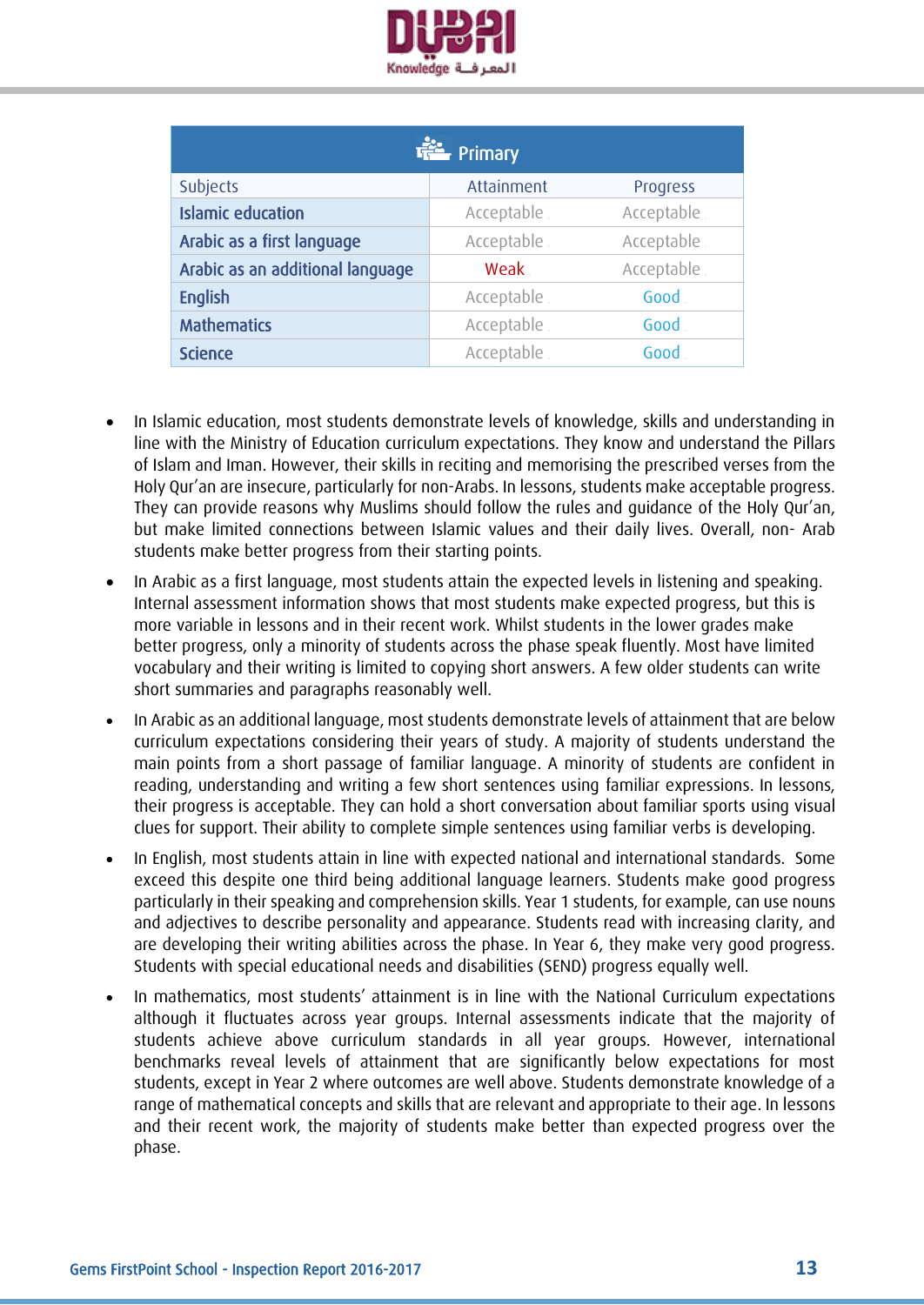| Primary | | |
|---|---|---|
| Subjects | Attainment | Progress |
| Islamic education | Acceptable | Acceptable |
| Arabic as a first language | Acceptable | Acceptable |
| Arabic as an additional language | Weak | Acceptable |
| English | Acceptable | Good |
| Mathematics | Acceptable | Good |
| Science | Acceptable | Good |

- In Islamic education, most students demonstrate levels of knowledge, skills and understanding in line with the Ministry of Education curriculum expectations. They know and understand the Pillars of Islam and Iman. However, their skills in reciting and memorising the prescribed verses from the Holy Qur'an are insecure, particularly for non-Arabs. In lessons, students make acceptable progress. They can provide reasons why Muslims should follow the rules and guidance of the Holy Qur'an, but make limited connections between Islamic values and their daily lives. Overall, non- Arab students make better progress from their starting points.
- In Arabic as a first language, most students attain the expected levels in listening and speaking. Internal assessment information shows that most students make expected progress, but this is more variable in lessons and in their recent work. Whilst students in the lower grades make better progress, only a minority of students across the phase speak fluently. Most have limited vocabulary and their writing is limited to copying short answers. A few older students can write short summaries and paragraphs reasonably well.
- In Arabic as an additional language, most students demonstrate levels of attainment that are below curriculum expectations considering their years of study. A majority of students understand the main points from a short passage of familiar language. A minority of students are confident in reading, understanding and writing a few short sentences using familiar expressions. In lessons, their progress is acceptable. They can hold a short conversation about familiar sports using visual clues for support. Their ability to complete simple sentences using familiar verbs is developing.
- In English, most students attain in line with expected national and international standards. Some exceed this despite one third being additional language learners. Students make good progress particularly in their speaking and comprehension skills. Year 1 students, for example, can use nouns and adjectives to describe personality and appearance. Students read with increasing clarity, and are developing their writing abilities across the phase. In Year 6, they make very good progress. Students with special educational needs and disabilities (SEND) progress equally well.
- In mathematics, most students' attainment is in line with the National Curriculum expectations although it fluctuates across year groups. Internal assessments indicate that the majority of students achieve above curriculum standards in all year groups. However, international benchmarks reveal levels of attainment that are significantly below expectations for most students, except in Year 2 where outcomes are well above. Students demonstrate knowledge of a range of mathematical concepts and skills that are relevant and appropriate to their age. In lessons and their recent work, the majority of students make better than expected progress over the phase.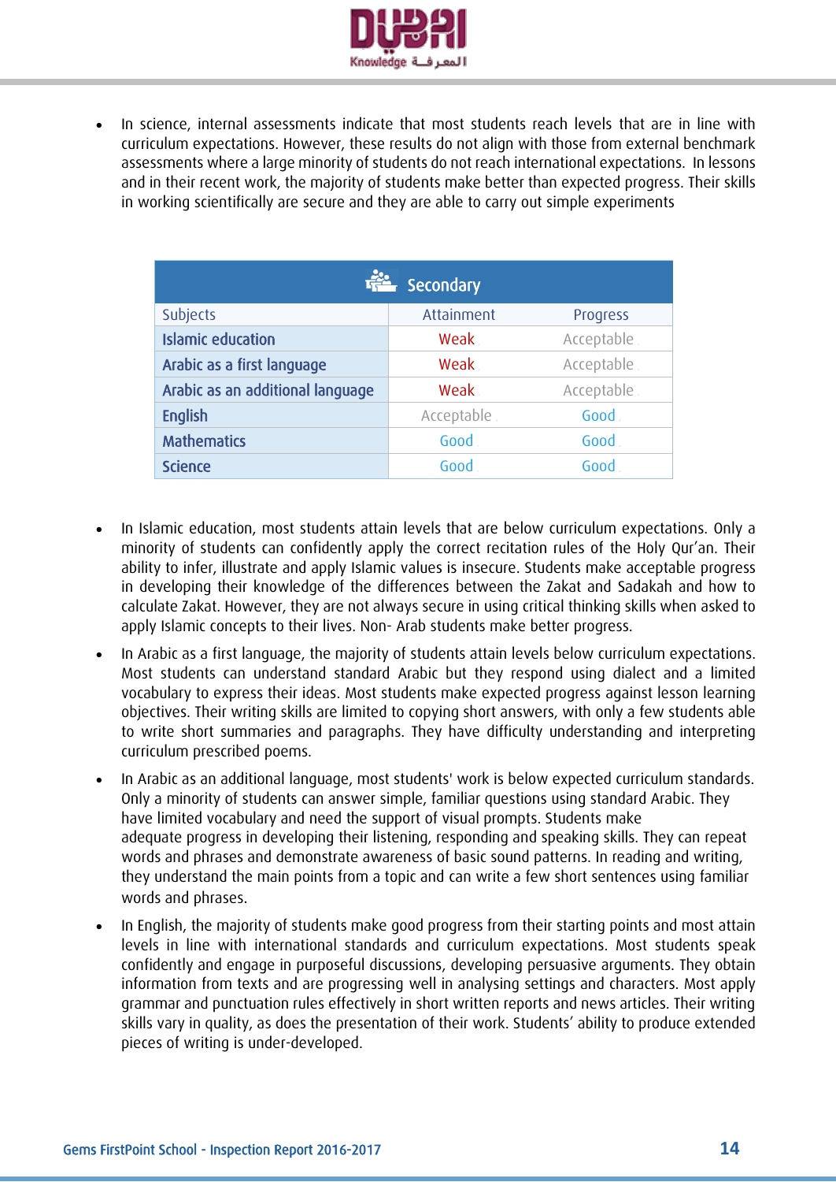- In science, internal assessments indicate that most students reach levels that are in line with curriculum expectations. However, these results do not align with those from external benchmark assessments where a large minority of students do not reach international expectations. In lessons and in their recent work, the majority of students make better than expected progress. Their skills in working scientifically are secure and they are able to carry out simple experiments

| Secondary | | |
|---|---|---|
| Subjects | Attainment | Progress |
| Islamic education | Weak | Acceptable |
| Arabic as a first language | Weak | Acceptable |
| Arabic as an additional language | Weak | Acceptable |
| English | Acceptable | Good |
| Mathematics | Good | Good |
| Science | Good | Good |

- In Islamic education, most students attain levels that are below curriculum expectations. Only a minority of students can confidently apply the correct recitation rules of the Holy Qur'an. Their ability to infer, illustrate and apply Islamic values is insecure. Students make acceptable progress in developing their knowledge of the differences between the Zakat and Sadakah and how to calculate Zakat. However, they are not always secure in using critical thinking skills when asked to apply Islamic concepts to their lives. Non- Arab students make better progress.
- In Arabic as a first language, the majority of students attain levels below curriculum expectations. Most students can understand standard Arabic but they respond using dialect and a limited vocabulary to express their ideas. Most students make expected progress against lesson learning objectives. Their writing skills are limited to copying short answers, with only a few students able to write short summaries and paragraphs. They have difficulty understanding and interpreting curriculum prescribed poems.
- In Arabic as an additional language, most students' work is below expected curriculum standards. Only a minority of students can answer simple, familiar questions using standard Arabic. They have limited vocabulary and need the support of visual prompts. Students make adequate progress in developing their listening, responding and speaking skills. They can repeat words and phrases and demonstrate awareness of basic sound patterns. In reading and writing, they understand the main points from a topic and can write a few short sentences using familiar words and phrases.
- In English, the majority of students make good progress from their starting points and most attain levels in line with international standards and curriculum expectations. Most students speak confidently and engage in purposeful discussions, developing persuasive arguments. They obtain information from texts and are progressing well in analysing settings and characters. Most apply grammar and punctuation rules effectively in short written reports and news articles. Their writing skills vary in quality, as does the presentation of their work. Students' ability to produce extended pieces of writing is under-developed.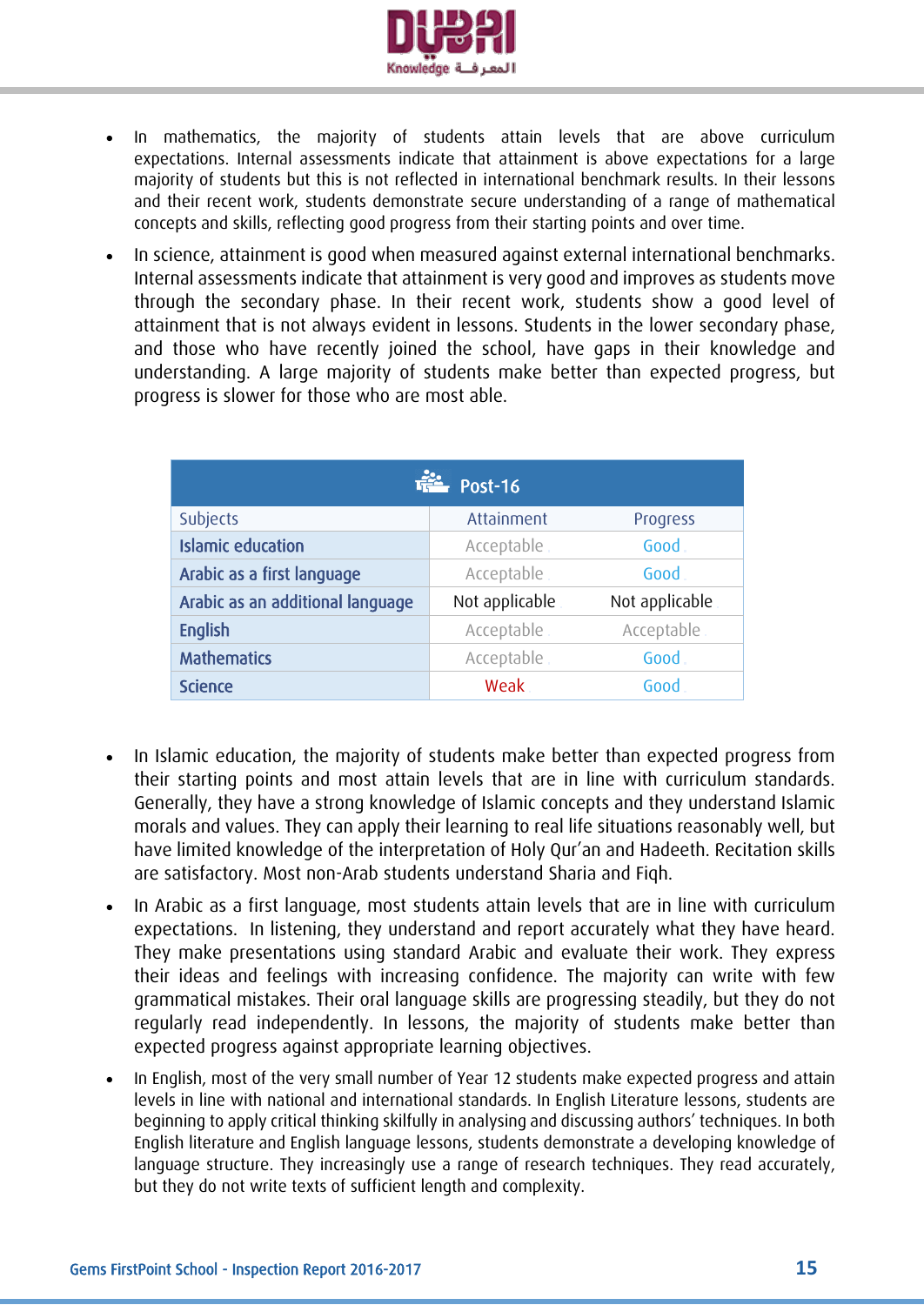- In mathematics, the majority of students attain levels that are above curriculum expectations. Internal assessments indicate that attainment is above expectations for a large majority of students but this is not reflected in international benchmark results. In their lessons and their recent work, students demonstrate secure understanding of a range of mathematical concepts and skills, reflecting good progress from their starting points and over time.
- In science, attainment is good when measured against external international benchmarks. Internal assessments indicate that attainment is very good and improves as students move through the secondary phase. In their recent work, students show a good level of attainment that is not always evident in lessons. Students in the lower secondary phase, and those who have recently joined the school, have gaps in their knowledge and understanding. A large majority of students make better than expected progress, but progress is slower for those who are most able.

| Post-16 | | |
|---|---|---|
| Subjects | Attainment | Progress |
| **Islamic education** | Acceptable | Good |
| **Arabic as a first language** | Acceptable | Good |
| **Arabic as an additional language** | Not applicable | Not applicable |
| **English** | Acceptable | Acceptable |
| **Mathematics** | Acceptable | Good |
| **Science** | Weak | Good |

- In Islamic education, the majority of students make better than expected progress from their starting points and most attain levels that are in line with curriculum standards. Generally, they have a strong knowledge of Islamic concepts and they understand Islamic morals and values. They can apply their learning to real life situations reasonably well, but have limited knowledge of the interpretation of Holy Qur'an and Hadeeth. Recitation skills are satisfactory. Most non-Arab students understand Sharia and Fiqh.
- In Arabic as a first language, most students attain levels that are in line with curriculum expectations. In listening, they understand and report accurately what they have heard. They make presentations using standard Arabic and evaluate their work. They express their ideas and feelings with increasing confidence. The majority can write with few grammatical mistakes. Their oral language skills are progressing steadily, but they do not regularly read independently. In lessons, the majority of students make better than expected progress against appropriate learning objectives.
- In English, most of the very small number of Year 12 students make expected progress and attain levels in line with national and international standards. In English Literature lessons, students are beginning to apply critical thinking skilfully in analysing and discussing authors' techniques. In both English literature and English language lessons, students demonstrate a developing knowledge of language structure. They increasingly use a range of research techniques. They read accurately, but they do not write texts of sufficient length and complexity.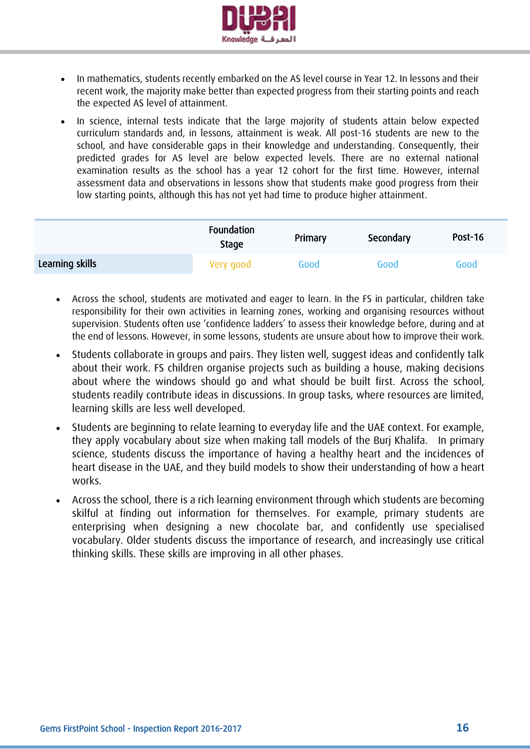- In mathematics, students recently embarked on the AS level course in Year 12. In lessons and their recent work, the majority make better than expected progress from their starting points and reach the expected AS level of attainment.
- In science, internal tests indicate that the large majority of students attain below expected curriculum standards and, in lessons, attainment is weak. All post-16 students are new to the school, and have considerable gaps in their knowledge and understanding. Consequently, their predicted grades for AS level are below expected levels. There are no external national examination results as the school has a year 12 cohort for the first time. However, internal assessment data and observations in lessons show that students make good progress from their low starting points, although this has not yet had time to produce higher attainment.

| | Foundation Stage | Primary | Secondary | Post-16 |
|---|---|---|---|---|
| Learning skills | Very good | Good | Good | Good |

- Across the school, students are motivated and eager to learn. In the FS in particular, children take responsibility for their own activities in learning zones, working and organising resources without supervision. Students often use 'confidence ladders' to assess their knowledge before, during and at the end of lessons. However, in some lessons, students are unsure about how to improve their work.
- Students collaborate in groups and pairs. They listen well, suggest ideas and confidently talk about their work. FS children organise projects such as building a house, making decisions about where the windows should go and what should be built first. Across the school, students readily contribute ideas in discussions. In group tasks, where resources are limited, learning skills are less well developed.
- Students are beginning to relate learning to everyday life and the UAE context. For example, they apply vocabulary about size when making tall models of the Burj Khalifa. In primary science, students discuss the importance of having a healthy heart and the incidences of heart disease in the UAE, and they build models to show their understanding of how a heart works.
- Across the school, there is a rich learning environment through which students are becoming skilful at finding out information for themselves. For example, primary students are enterprising when designing a new chocolate bar, and confidently use specialised vocabulary. Older students discuss the importance of research, and increasingly use critical thinking skills. These skills are improving in all other phases.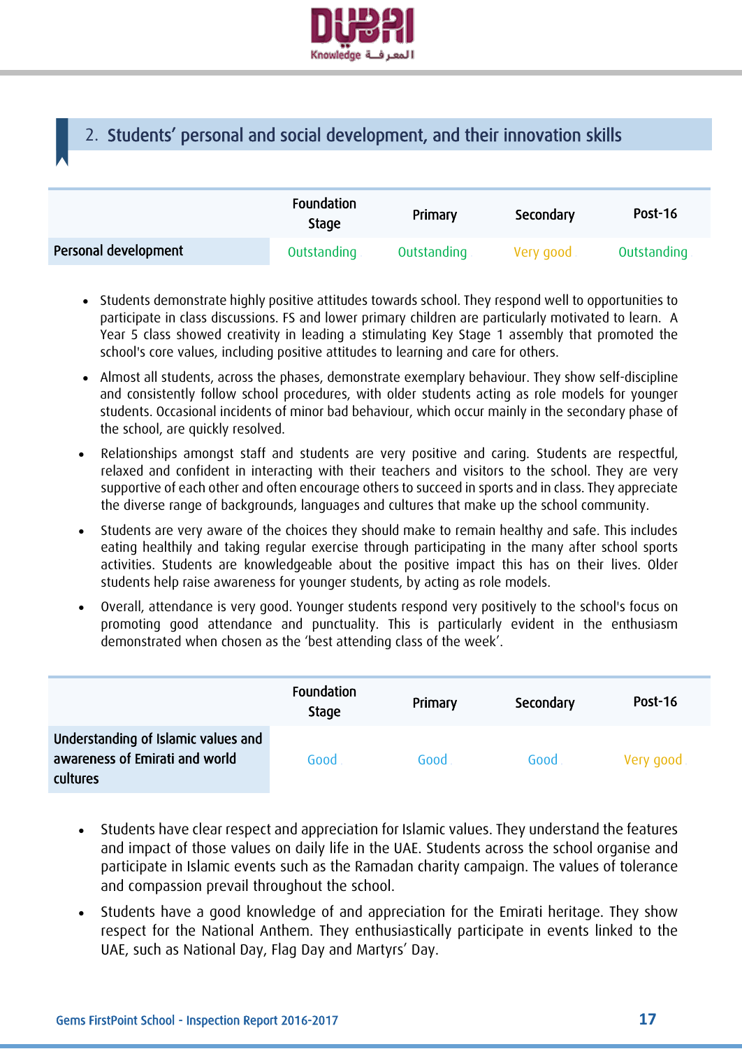## 2. Students' personal and social development, and their innovation skills

| | Foundation Stage | Primary | Secondary | Post-16 |
|---|---|---|---|---|
| Personal development | Outstanding | Outstanding | Very good | Outstanding |

- Students demonstrate highly positive attitudes towards school. They respond well to opportunities to participate in class discussions. FS and lower primary children are particularly motivated to learn. A Year 5 class showed creativity in leading a stimulating Key Stage 1 assembly that promoted the school's core values, including positive attitudes to learning and care for others.
- Almost all students, across the phases, demonstrate exemplary behaviour. They show self-discipline and consistently follow school procedures, with older students acting as role models for younger students. Occasional incidents of minor bad behaviour, which occur mainly in the secondary phase of the school, are quickly resolved.
- Relationships amongst staff and students are very positive and caring. Students are respectful, relaxed and confident in interacting with their teachers and visitors to the school. They are very supportive of each other and often encourage others to succeed in sports and in class. They appreciate the diverse range of backgrounds, languages and cultures that make up the school community.
- Students are very aware of the choices they should make to remain healthy and safe. This includes eating healthily and taking regular exercise through participating in the many after school sports activities. Students are knowledgeable about the positive impact this has on their lives. Older students help raise awareness for younger students, by acting as role models.
- Overall, attendance is very good. Younger students respond very positively to the school's focus on promoting good attendance and punctuality. This is particularly evident in the enthusiasm demonstrated when chosen as the 'best attending class of the week'.

| | Foundation Stage | Primary | Secondary | Post-16 |
|---|---|---|---|---|
| Understanding of Islamic values and awareness of Emirati and world cultures | Good | Good | Good | Very good |

- Students have clear respect and appreciation for Islamic values. They understand the features and impact of those values on daily life in the UAE. Students across the school organise and participate in Islamic events such as the Ramadan charity campaign. The values of tolerance and compassion prevail throughout the school.
- Students have a good knowledge of and appreciation for the Emirati heritage. They show respect for the National Anthem. They enthusiastically participate in events linked to the UAE, such as National Day, Flag Day and Martyrs' Day.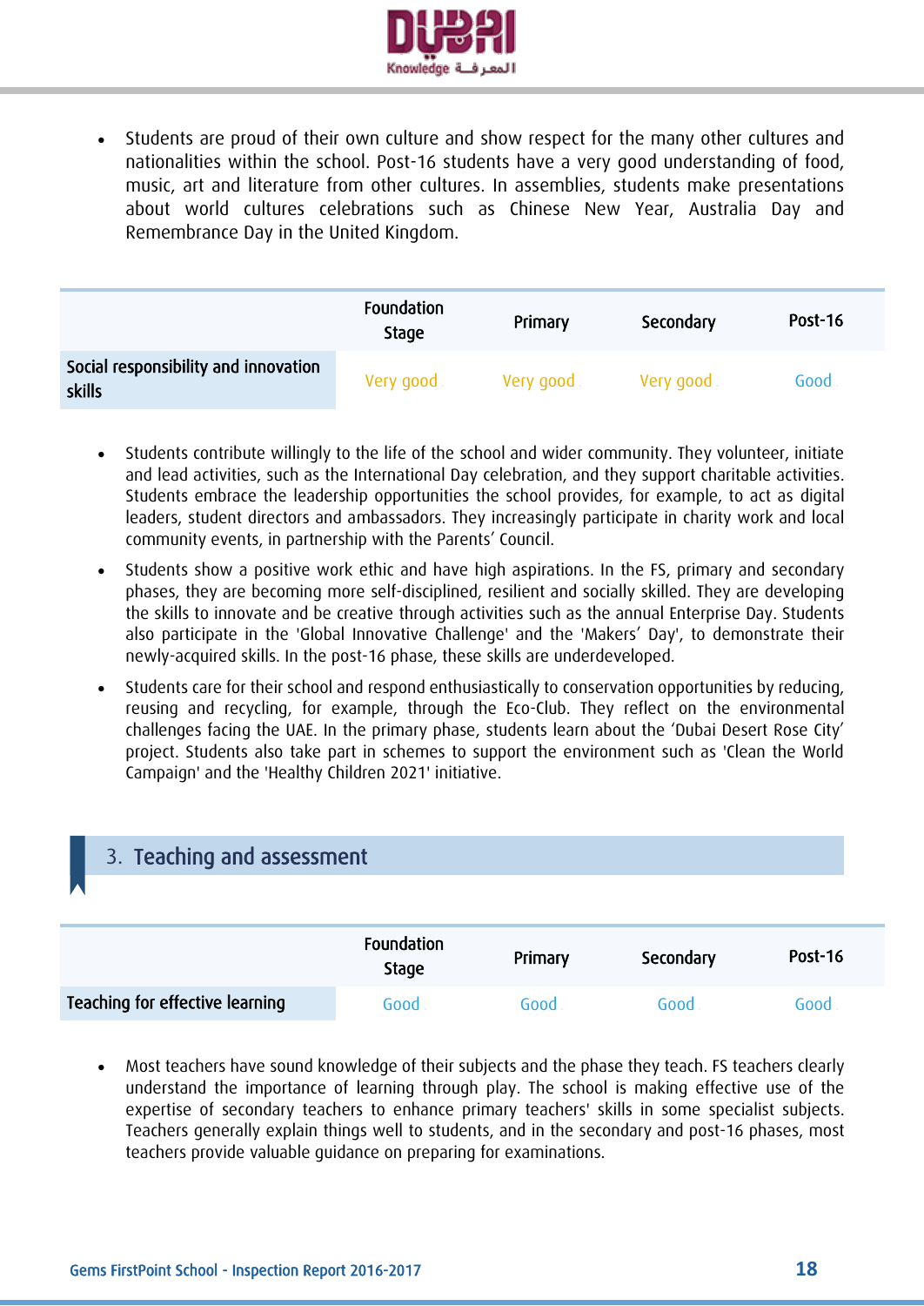- Students are proud of their own culture and show respect for the many other cultures and nationalities within the school. Post-16 students have a very good understanding of food, music, art and literature from other cultures. In assemblies, students make presentations about world cultures celebrations such as Chinese New Year, Australia Day and Remembrance Day in the United Kingdom.

| | Foundation Stage | Primary | Secondary | Post-16 |
|---|---|---|---|---|
| Social responsibility and innovation skills | Very good | Very good | Very good | Good |

- Students contribute willingly to the life of the school and wider community. They volunteer, initiate and lead activities, such as the International Day celebration, and they support charitable activities. Students embrace the leadership opportunities the school provides, for example, to act as digital leaders, student directors and ambassadors. They increasingly participate in charity work and local community events, in partnership with the Parents' Council.
- Students show a positive work ethic and have high aspirations. In the FS, primary and secondary phases, they are becoming more self-disciplined, resilient and socially skilled. They are developing the skills to innovate and be creative through activities such as the annual Enterprise Day. Students also participate in the 'Global Innovative Challenge' and the 'Makers' Day', to demonstrate their newly-acquired skills. In the post-16 phase, these skills are underdeveloped.
- Students care for their school and respond enthusiastically to conservation opportunities by reducing, reusing and recycling, for example, through the Eco-Club. They reflect on the environmental challenges facing the UAE. In the primary phase, students learn about the 'Dubai Desert Rose City' project. Students also take part in schemes to support the environment such as 'Clean the World Campaign' and the 'Healthy Children 2021' initiative.

## 3. Teaching and assessment

| | Foundation Stage | Primary | Secondary | Post-16 |
|---|---|---|---|---|
| Teaching for effective learning | Good | Good | Good | Good |

- Most teachers have sound knowledge of their subjects and the phase they teach. FS teachers clearly understand the importance of learning through play. The school is making effective use of the expertise of secondary teachers to enhance primary teachers' skills in some specialist subjects. Teachers generally explain things well to students, and in the secondary and post-16 phases, most teachers provide valuable guidance on preparing for examinations.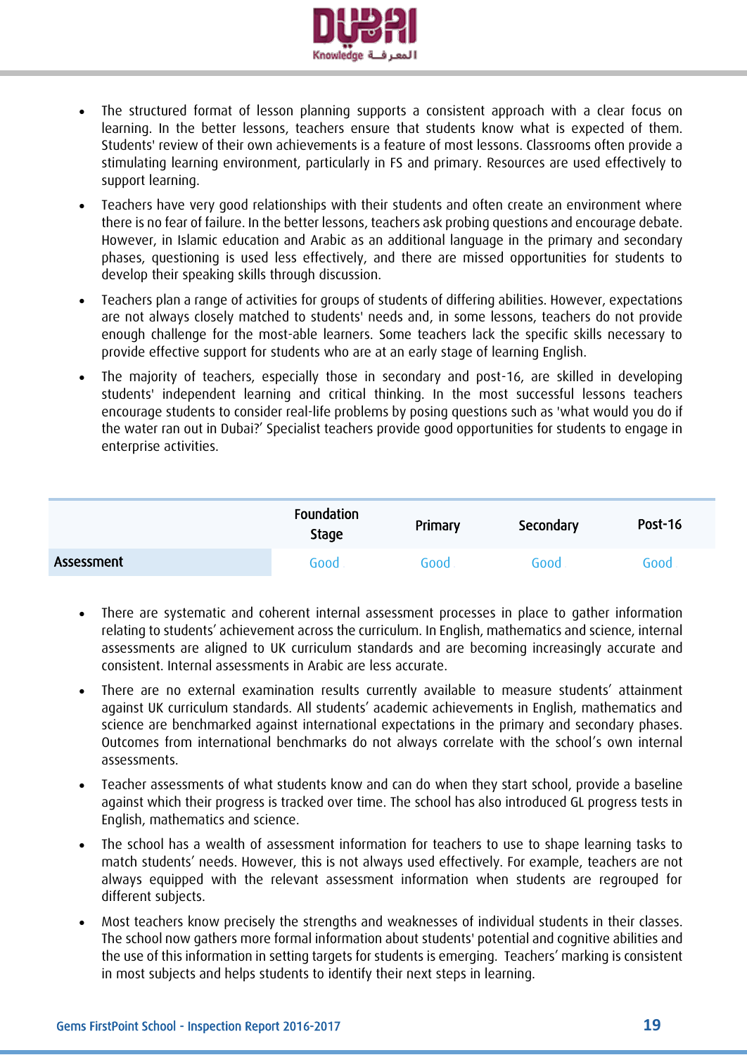- The structured format of lesson planning supports a consistent approach with a clear focus on learning. In the better lessons, teachers ensure that students know what is expected of them. Students' review of their own achievements is a feature of most lessons. Classrooms often provide a stimulating learning environment, particularly in FS and primary. Resources are used effectively to support learning.
- Teachers have very good relationships with their students and often create an environment where there is no fear of failure. In the better lessons, teachers ask probing questions and encourage debate. However, in Islamic education and Arabic as an additional language in the primary and secondary phases, questioning is used less effectively, and there are missed opportunities for students to develop their speaking skills through discussion.
- Teachers plan a range of activities for groups of students of differing abilities. However, expectations are not always closely matched to students' needs and, in some lessons, teachers do not provide enough challenge for the most-able learners. Some teachers lack the specific skills necessary to provide effective support for students who are at an early stage of learning English.
- The majority of teachers, especially those in secondary and post-16, are skilled in developing students' independent learning and critical thinking. In the most successful lessons teachers encourage students to consider real-life problems by posing questions such as 'what would you do if the water ran out in Dubai?' Specialist teachers provide good opportunities for students to engage in enterprise activities.

| | Foundation Stage | Primary | Secondary | Post-16 |
|---|---|---|---|---|
| **Assessment** | Good | Good | Good | Good |

- There are systematic and coherent internal assessment processes in place to gather information relating to students' achievement across the curriculum. In English, mathematics and science, internal assessments are aligned to UK curriculum standards and are becoming increasingly accurate and consistent. Internal assessments in Arabic are less accurate.
- There are no external examination results currently available to measure students' attainment against UK curriculum standards. All students' academic achievements in English, mathematics and science are benchmarked against international expectations in the primary and secondary phases. Outcomes from international benchmarks do not always correlate with the school's own internal assessments.
- Teacher assessments of what students know and can do when they start school, provide a baseline against which their progress is tracked over time. The school has also introduced GL progress tests in English, mathematics and science.
- The school has a wealth of assessment information for teachers to use to shape learning tasks to match students' needs. However, this is not always used effectively. For example, teachers are not always equipped with the relevant assessment information when students are regrouped for different subjects.
- Most teachers know precisely the strengths and weaknesses of individual students in their classes. The school now gathers more formal information about students' potential and cognitive abilities and the use of this information in setting targets for students is emerging. Teachers' marking is consistent in most subjects and helps students to identify their next steps in learning.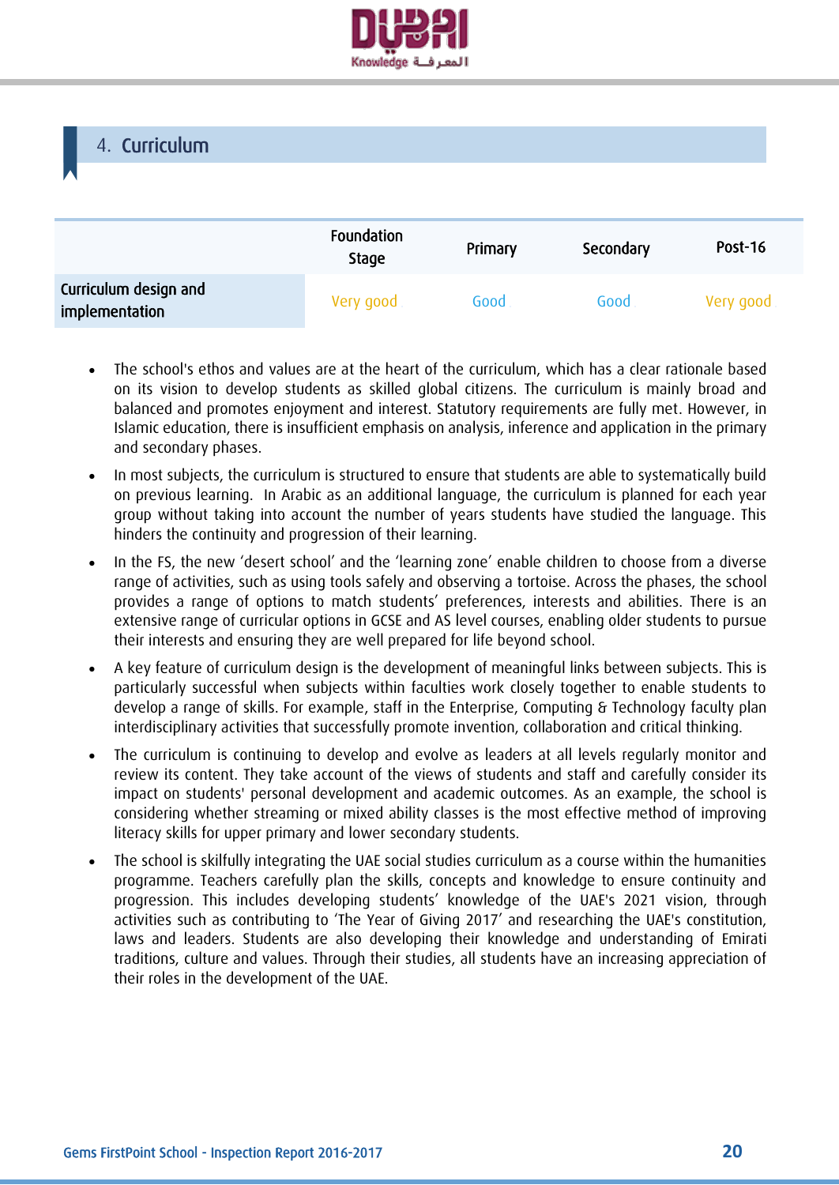## 4. Curriculum

| | Foundation Stage | Primary | Secondary | Post-16 |
|---|---|---|---|---|
| Curriculum design and implementation | Very good | Good | Good | Very good |

- The school's ethos and values are at the heart of the curriculum, which has a clear rationale based on its vision to develop students as skilled global citizens. The curriculum is mainly broad and balanced and promotes enjoyment and interest. Statutory requirements are fully met. However, in Islamic education, there is insufficient emphasis on analysis, inference and application in the primary and secondary phases.
- In most subjects, the curriculum is structured to ensure that students are able to systematically build on previous learning. In Arabic as an additional language, the curriculum is planned for each year group without taking into account the number of years students have studied the language. This hinders the continuity and progression of their learning.
- In the FS, the new 'desert school' and the 'learning zone' enable children to choose from a diverse range of activities, such as using tools safely and observing a tortoise. Across the phases, the school provides a range of options to match students' preferences, interests and abilities. There is an extensive range of curricular options in GCSE and AS level courses, enabling older students to pursue their interests and ensuring they are well prepared for life beyond school.
- A key feature of curriculum design is the development of meaningful links between subjects. This is particularly successful when subjects within faculties work closely together to enable students to develop a range of skills. For example, staff in the Enterprise, Computing & Technology faculty plan interdisciplinary activities that successfully promote invention, collaboration and critical thinking.
- The curriculum is continuing to develop and evolve as leaders at all levels regularly monitor and review its content. They take account of the views of students and staff and carefully consider its impact on students' personal development and academic outcomes. As an example, the school is considering whether streaming or mixed ability classes is the most effective method of improving literacy skills for upper primary and lower secondary students.
- The school is skilfully integrating the UAE social studies curriculum as a course within the humanities programme. Teachers carefully plan the skills, concepts and knowledge to ensure continuity and progression. This includes developing students' knowledge of the UAE's 2021 vision, through activities such as contributing to 'The Year of Giving 2017' and researching the UAE's constitution, laws and leaders. Students are also developing their knowledge and understanding of Emirati traditions, culture and values. Through their studies, all students have an increasing appreciation of their roles in the development of the UAE.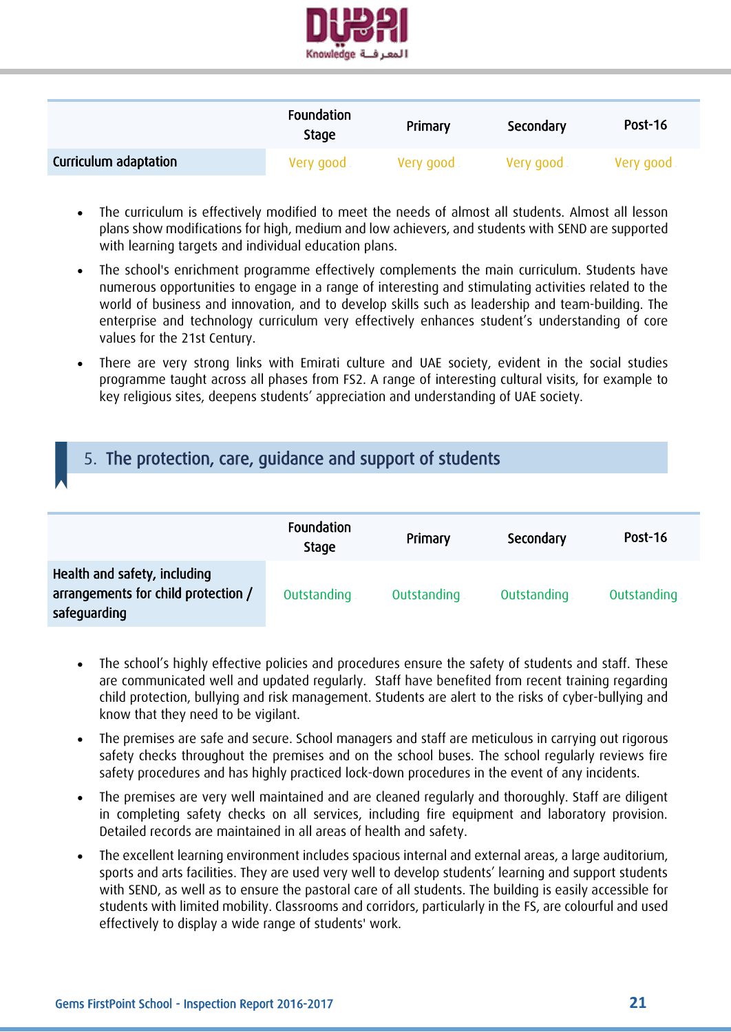| | Foundation Stage | Primary | Secondary | Post-16 |
|---|---|---|---|---|
| Curriculum adaptation | Very good | Very good | Very good | Very good |

- The curriculum is effectively modified to meet the needs of almost all students. Almost all lesson plans show modifications for high, medium and low achievers, and students with SEND are supported with learning targets and individual education plans.
- The school's enrichment programme effectively complements the main curriculum. Students have numerous opportunities to engage in a range of interesting and stimulating activities related to the world of business and innovation, and to develop skills such as leadership and team-building. The enterprise and technology curriculum very effectively enhances student's understanding of core values for the 21st Century.
- There are very strong links with Emirati culture and UAE society, evident in the social studies programme taught across all phases from FS2. A range of interesting cultural visits, for example to key religious sites, deepens students' appreciation and understanding of UAE society.

## 5. The protection, care, guidance and support of students

| | Foundation Stage | Primary | Secondary | Post-16 |
|---|---|---|---|---|
| Health and safety, including arrangements for child protection / safeguarding | Outstanding | Outstanding | Outstanding | Outstanding |

- The school's highly effective policies and procedures ensure the safety of students and staff. These are communicated well and updated regularly. Staff have benefited from recent training regarding child protection, bullying and risk management. Students are alert to the risks of cyber-bullying and know that they need to be vigilant.
- The premises are safe and secure. School managers and staff are meticulous in carrying out rigorous safety checks throughout the premises and on the school buses. The school regularly reviews fire safety procedures and has highly practiced lock-down procedures in the event of any incidents.
- The premises are very well maintained and are cleaned regularly and thoroughly. Staff are diligent in completing safety checks on all services, including fire equipment and laboratory provision. Detailed records are maintained in all areas of health and safety.
- The excellent learning environment includes spacious internal and external areas, a large auditorium, sports and arts facilities. They are used very well to develop students' learning and support students with SEND, as well as to ensure the pastoral care of all students. The building is easily accessible for students with limited mobility. Classrooms and corridors, particularly in the FS, are colourful and used effectively to display a wide range of students' work.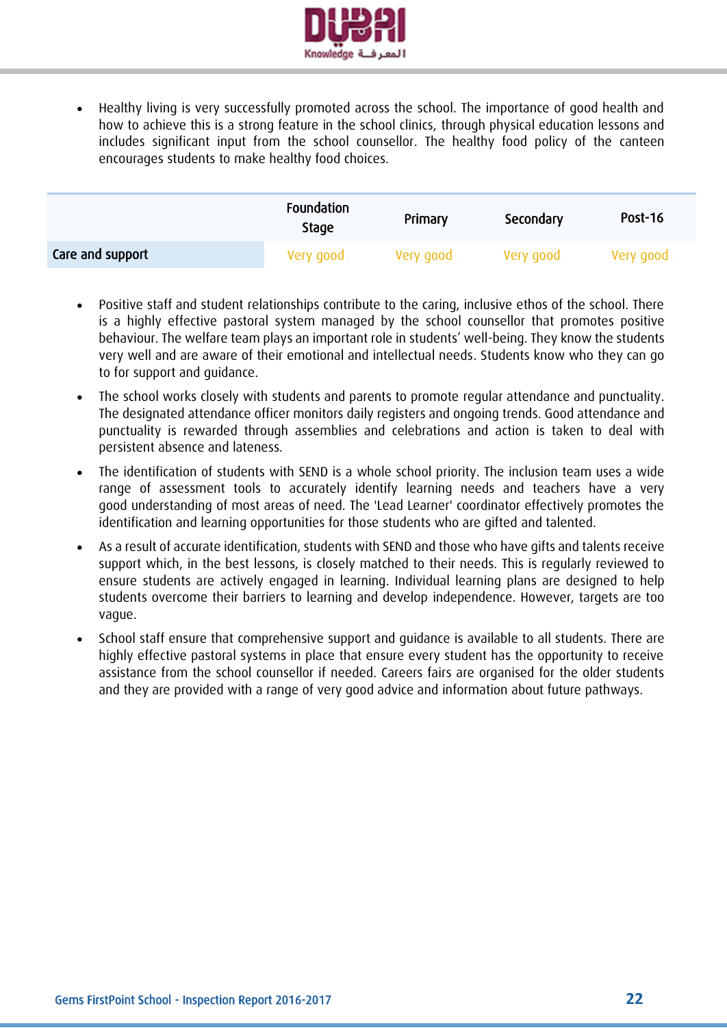- Healthy living is very successfully promoted across the school. The importance of good health and how to achieve this is a strong feature in the school clinics, through physical education lessons and includes significant input from the school counsellor. The healthy food policy of the canteen encourages students to make healthy food choices.

| | Foundation Stage | Primary | Secondary | Post-16 |
|---|---|---|---|---|
| Care and support | Very good | Very good | Very good | Very good |

- Positive staff and student relationships contribute to the caring, inclusive ethos of the school. There is a highly effective pastoral system managed by the school counsellor that promotes positive behaviour. The welfare team plays an important role in students' well-being. They know the students very well and are aware of their emotional and intellectual needs. Students know who they can go to for support and guidance.
- The school works closely with students and parents to promote regular attendance and punctuality. The designated attendance officer monitors daily registers and ongoing trends. Good attendance and punctuality is rewarded through assemblies and celebrations and action is taken to deal with persistent absence and lateness.
- The identification of students with SEND is a whole school priority. The inclusion team uses a wide range of assessment tools to accurately identify learning needs and teachers have a very good understanding of most areas of need. The 'Lead Learner' coordinator effectively promotes the identification and learning opportunities for those students who are gifted and talented.
- As a result of accurate identification, students with SEND and those who have gifts and talents receive support which, in the best lessons, is closely matched to their needs. This is regularly reviewed to ensure students are actively engaged in learning. Individual learning plans are designed to help students overcome their barriers to learning and develop independence. However, targets are too vague.
- School staff ensure that comprehensive support and guidance is available to all students. There are highly effective pastoral systems in place that ensure every student has the opportunity to receive assistance from the school counsellor if needed. Careers fairs are organised for the older students and they are provided with a range of very good advice and information about future pathways.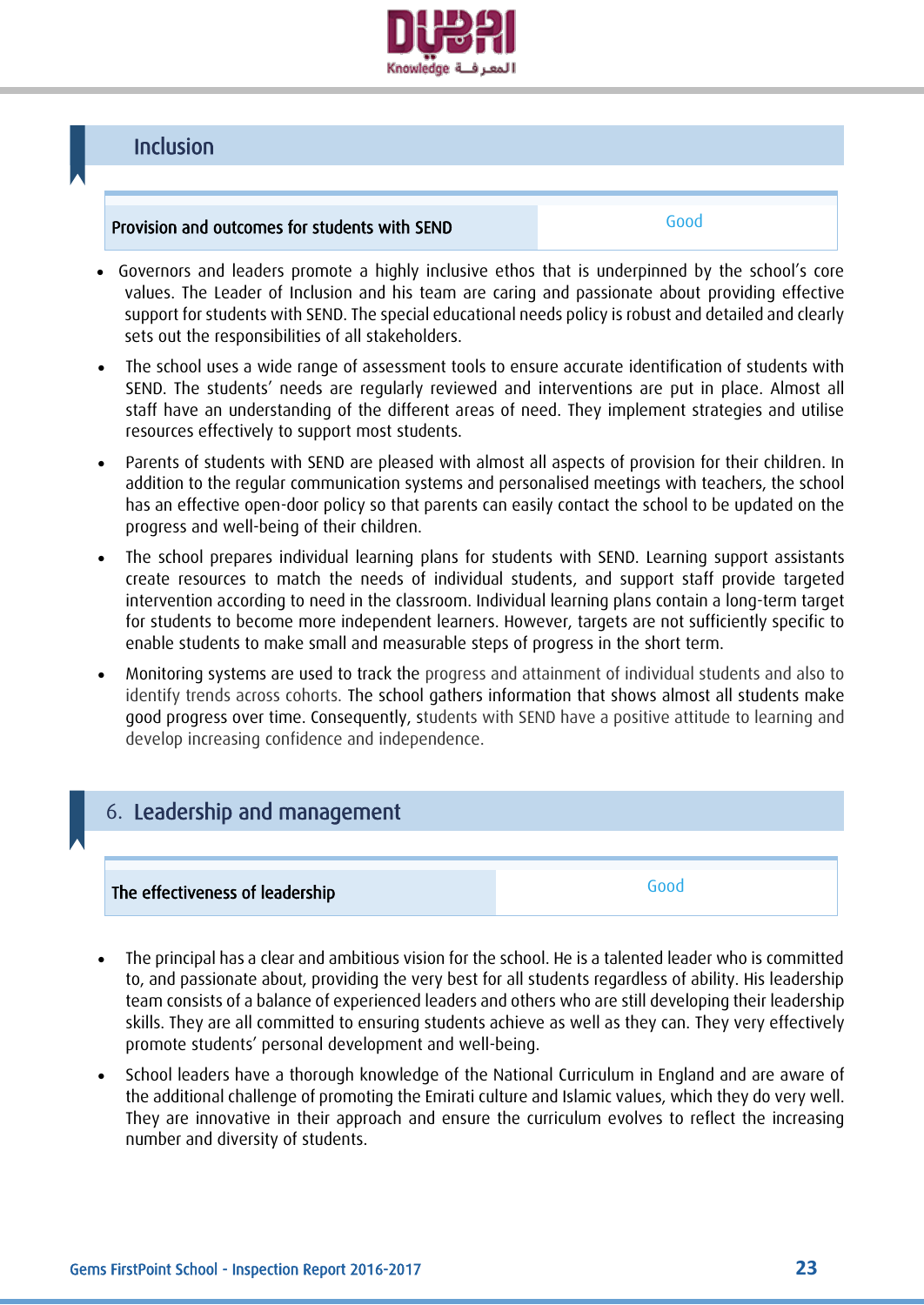## Inclusion

| Provision and outcomes for students with SEND | Good |
|---|---|

- Governors and leaders promote a highly inclusive ethos that is underpinned by the school's core values. The Leader of Inclusion and his team are caring and passionate about providing effective support for students with SEND. The special educational needs policy is robust and detailed and clearly sets out the responsibilities of all stakeholders.
- The school uses a wide range of assessment tools to ensure accurate identification of students with SEND. The students' needs are regularly reviewed and interventions are put in place. Almost all staff have an understanding of the different areas of need. They implement strategies and utilise resources effectively to support most students.
- Parents of students with SEND are pleased with almost all aspects of provision for their children. In addition to the regular communication systems and personalised meetings with teachers, the school has an effective open-door policy so that parents can easily contact the school to be updated on the progress and well-being of their children.
- The school prepares individual learning plans for students with SEND. Learning support assistants create resources to match the needs of individual students, and support staff provide targeted intervention according to need in the classroom. Individual learning plans contain a long-term target for students to become more independent learners. However, targets are not sufficiently specific to enable students to make small and measurable steps of progress in the short term.
- Monitoring systems are used to track the progress and attainment of individual students and also to identify trends across cohorts. The school gathers information that shows almost all students make good progress over time. Consequently, students with SEND have a positive attitude to learning and develop increasing confidence and independence.

## 6. Leadership and management

| The effectiveness of leadership | Good |
|---|---|

- The principal has a clear and ambitious vision for the school. He is a talented leader who is committed to, and passionate about, providing the very best for all students regardless of ability. His leadership team consists of a balance of experienced leaders and others who are still developing their leadership skills. They are all committed to ensuring students achieve as well as they can. They very effectively promote students' personal development and well-being.
- School leaders have a thorough knowledge of the National Curriculum in England and are aware of the additional challenge of promoting the Emirati culture and Islamic values, which they do very well. They are innovative in their approach and ensure the curriculum evolves to reflect the increasing number and diversity of students.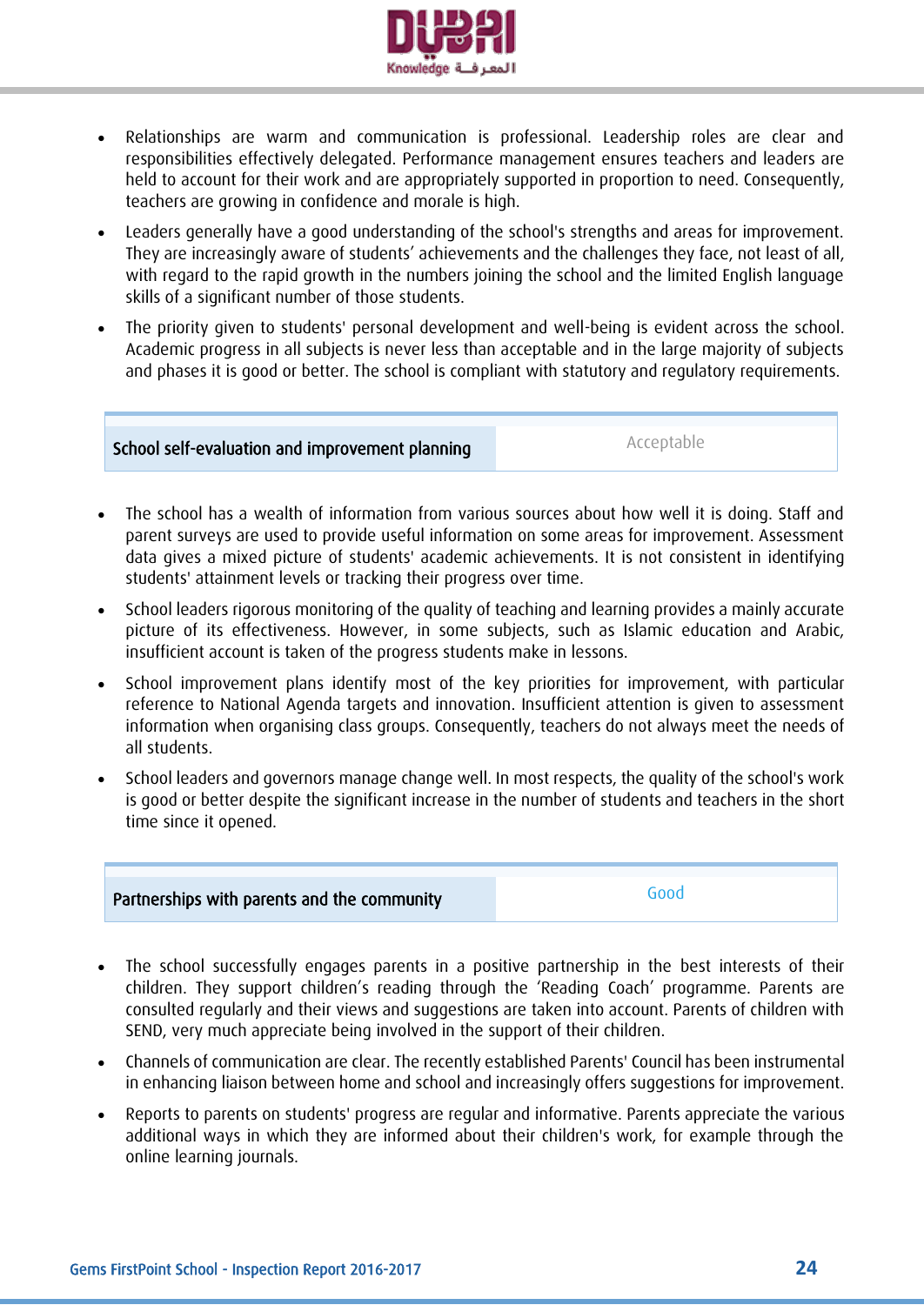- Relationships are warm and communication is professional. Leadership roles are clear and responsibilities effectively delegated. Performance management ensures teachers and leaders are held to account for their work and are appropriately supported in proportion to need. Consequently, teachers are growing in confidence and morale is high.
- Leaders generally have a good understanding of the school's strengths and areas for improvement. They are increasingly aware of students' achievements and the challenges they face, not least of all, with regard to the rapid growth in the numbers joining the school and the limited English language skills of a significant number of those students.
- The priority given to students' personal development and well-being is evident across the school. Academic progress in all subjects is never less than acceptable and in the large majority of subjects and phases it is good or better. The school is compliant with statutory and regulatory requirements.

| School self-evaluation and improvement planning | Acceptable |
|---|---|

- The school has a wealth of information from various sources about how well it is doing. Staff and parent surveys are used to provide useful information on some areas for improvement. Assessment data gives a mixed picture of students' academic achievements. It is not consistent in identifying students' attainment levels or tracking their progress over time.
- School leaders rigorous monitoring of the quality of teaching and learning provides a mainly accurate picture of its effectiveness. However, in some subjects, such as Islamic education and Arabic, insufficient account is taken of the progress students make in lessons.
- School improvement plans identify most of the key priorities for improvement, with particular reference to National Agenda targets and innovation. Insufficient attention is given to assessment information when organising class groups. Consequently, teachers do not always meet the needs of all students.
- School leaders and governors manage change well. In most respects, the quality of the school's work is good or better despite the significant increase in the number of students and teachers in the short time since it opened.

| Partnerships with parents and the community | Good |
|---|---|

- The school successfully engages parents in a positive partnership in the best interests of their children. They support children's reading through the 'Reading Coach' programme. Parents are consulted regularly and their views and suggestions are taken into account. Parents of children with SEND, very much appreciate being involved in the support of their children.
- Channels of communication are clear. The recently established Parents' Council has been instrumental in enhancing liaison between home and school and increasingly offers suggestions for improvement.
- Reports to parents on students' progress are regular and informative. Parents appreciate the various additional ways in which they are informed about their children's work, for example through the online learning journals.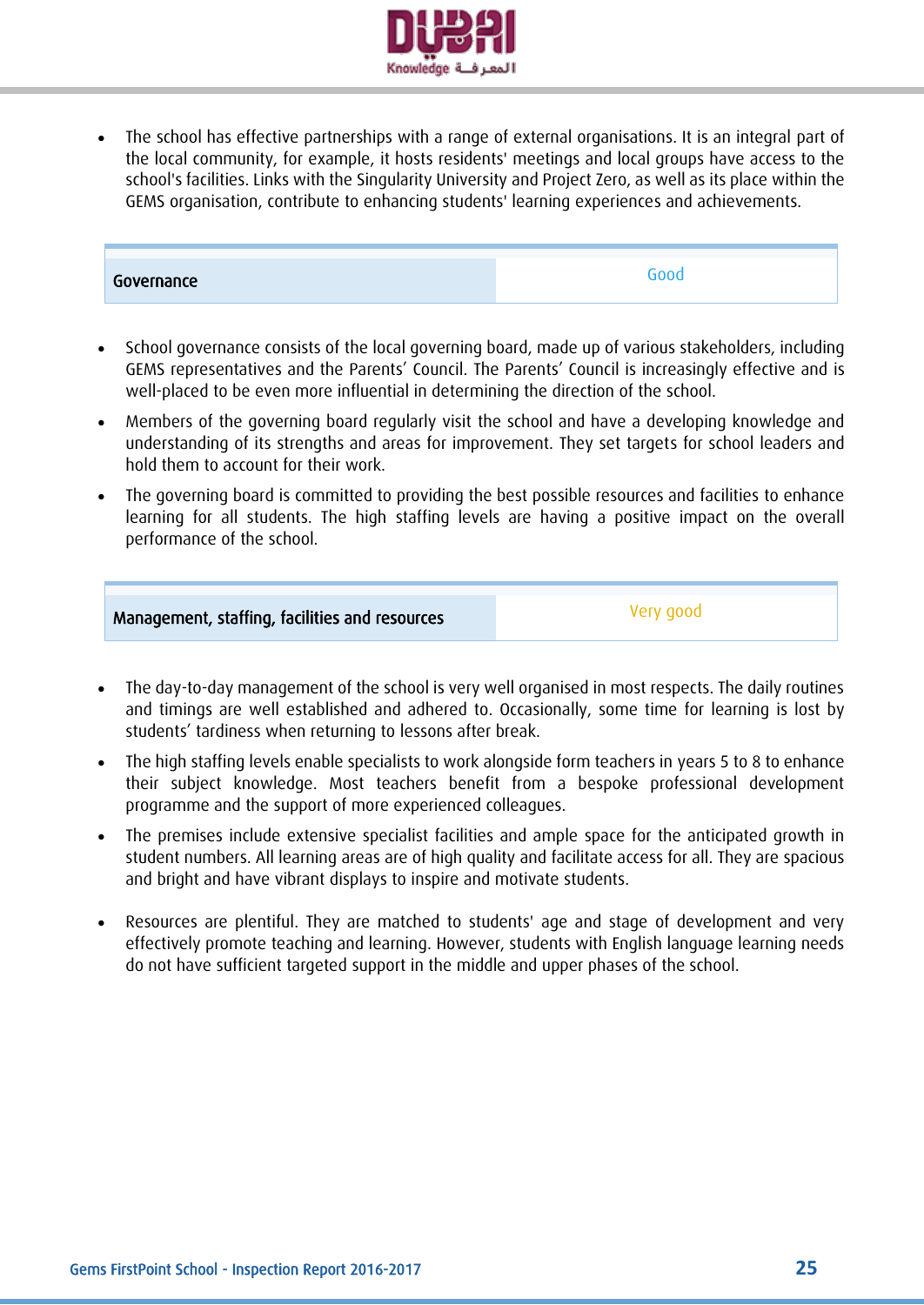- The school has effective partnerships with a range of external organisations. It is an integral part of the local community, for example, it hosts residents' meetings and local groups have access to the school's facilities. Links with the Singularity University and Project Zero, as well as its place within the GEMS organisation, contribute to enhancing students' learning experiences and achievements.

| Governance | Good |
|---|---|

- School governance consists of the local governing board, made up of various stakeholders, including GEMS representatives and the Parents' Council. The Parents' Council is increasingly effective and is well-placed to be even more influential in determining the direction of the school.
- Members of the governing board regularly visit the school and have a developing knowledge and understanding of its strengths and areas for improvement. They set targets for school leaders and hold them to account for their work.
- The governing board is committed to providing the best possible resources and facilities to enhance learning for all students. The high staffing levels are having a positive impact on the overall performance of the school.

| Management, staffing, facilities and resources | Very good |
|---|---|

- The day-to-day management of the school is very well organised in most respects. The daily routines and timings are well established and adhered to. Occasionally, some time for learning is lost by students' tardiness when returning to lessons after break.
- The high staffing levels enable specialists to work alongside form teachers in years 5 to 8 to enhance their subject knowledge. Most teachers benefit from a bespoke professional development programme and the support of more experienced colleagues.
- The premises include extensive specialist facilities and ample space for the anticipated growth in student numbers. All learning areas are of high quality and facilitate access for all. They are spacious and bright and have vibrant displays to inspire and motivate students.
- Resources are plentiful. They are matched to students' age and stage of development and very effectively promote teaching and learning. However, students with English language learning needs do not have sufficient targeted support in the middle and upper phases of the school.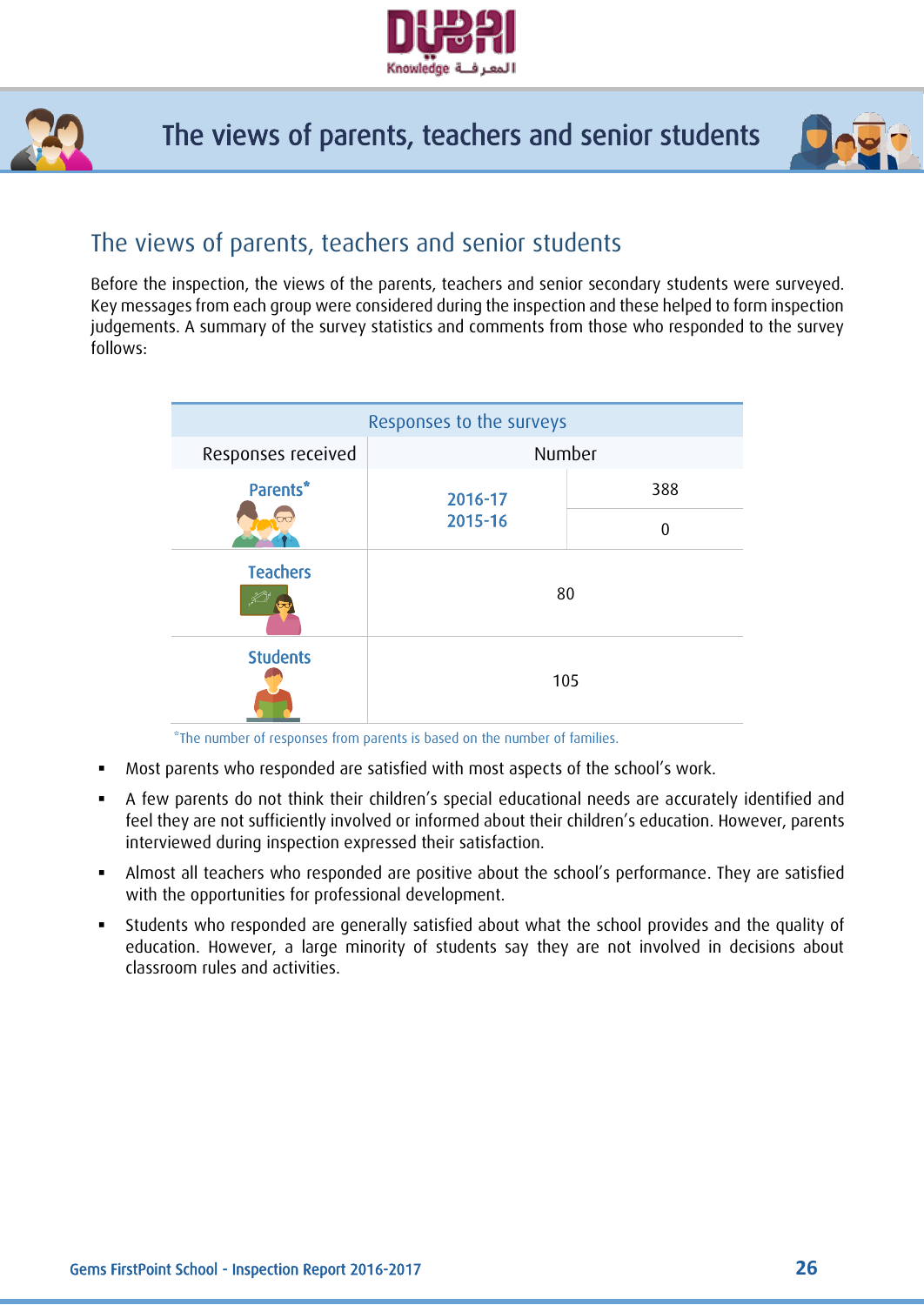# The views of parents, teachers and senior students

## The views of parents, teachers and senior students

Before the inspection, the views of the parents, teachers and senior secondary students were surveyed. Key messages from each group were considered during the inspection and these helped to form inspection judgements. A summary of the survey statistics and comments from those who responded to the survey follows:

| Responses to the surveys | | |
|---|---|---|
| Responses received | Number | |
| Parents* | 2016-17 | 388 |
| | 2015-16 | 0 |
| Teachers | 80 | |
| Students | 105 | |

*The number of responses from parents is based on the number of families.

- Most parents who responded are satisfied with most aspects of the school's work.
- A few parents do not think their children's special educational needs are accurately identified and feel they are not sufficiently involved or informed about their children's education. However, parents interviewed during inspection expressed their satisfaction.
- Almost all teachers who responded are positive about the school's performance. They are satisfied with the opportunities for professional development.
- Students who responded are generally satisfied about what the school provides and the quality of education. However, a large minority of students say they are not involved in decisions about classroom rules and activities.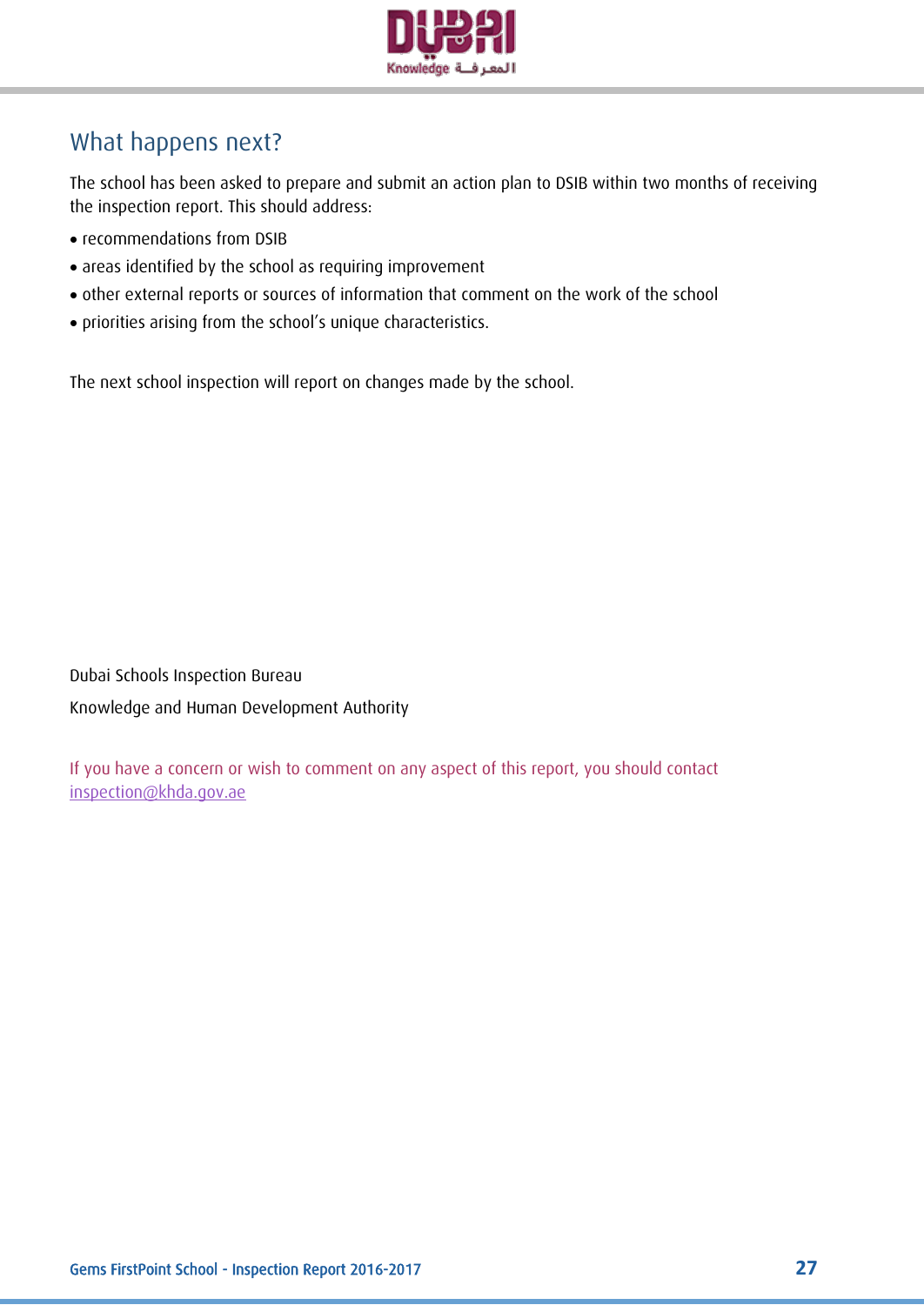## What happens next?

The school has been asked to prepare and submit an action plan to DSIB within two months of receiving the inspection report. This should address:

- recommendations from DSIB
- areas identified by the school as requiring improvement
- other external reports or sources of information that comment on the work of the school
- priorities arising from the school's unique characteristics.

The next school inspection will report on changes made by the school.

Dubai Schools Inspection Bureau

Knowledge and Human Development Authority

If you have a concern or wish to comment on any aspect of this report, you should contact inspection@khda.gov.ae